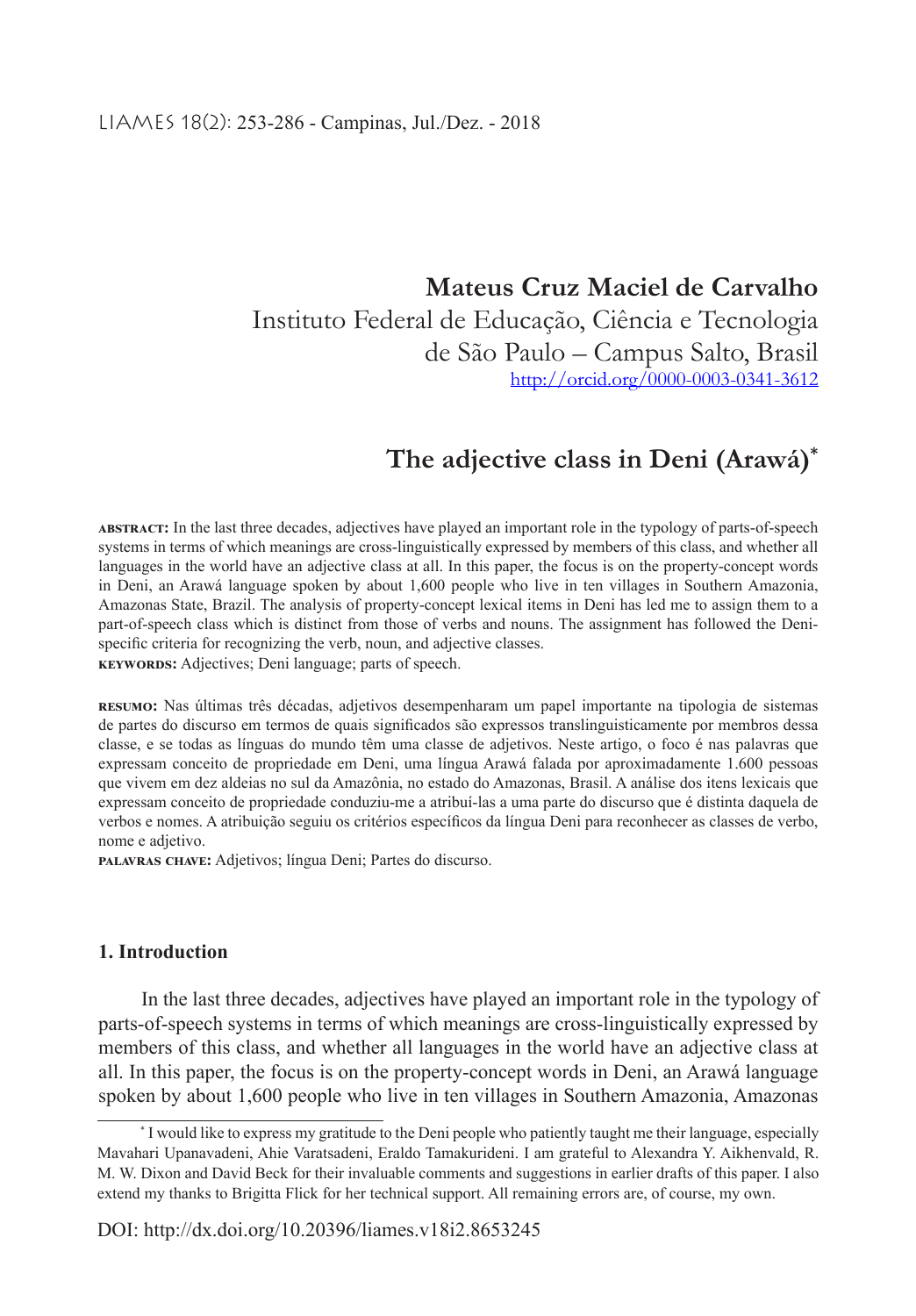**Mateus Cruz Maciel de Carvalho**
Instituto Federal de Educação, Ciência e Tecnologia de São Paulo – Campus Salto, Brasil
http://orcid.org/0000-0003-0341-3612

# The adjective class in Deni (Arawá)*

**ABSTRACT:** In the last three decades, adjectives have played an important role in the typology of parts-of-speech systems in terms of which meanings are cross-linguistically expressed by members of this class, and whether all languages in the world have an adjective class at all. In this paper, the focus is on the property-concept words in Deni, an Arawá language spoken by about 1,600 people who live in ten villages in Southern Amazonia, Amazonas State, Brazil. The analysis of property-concept lexical items in Deni has led me to assign them to a part-of-speech class which is distinct from those of verbs and nouns. The assignment has followed the Deni-specific criteria for recognizing the verb, noun, and adjective classes.
**KEYWORDS:** Adjectives; Deni language; parts of speech.

**RESUMO:** Nas últimas três décadas, adjetivos desempenharam um papel importante na tipologia de sistemas de partes do discurso em termos de quais significados são expressos translinguisticamente por membros dessa classe, e se todas as línguas do mundo têm uma classe de adjetivos. Neste artigo, o foco é nas palavras que expressam conceito de propriedade em Deni, uma língua Arawá falada por aproximadamente 1.600 pessoas que vivem em dez aldeias no sul da Amazônia, no estado do Amazonas, Brasil. A análise dos itens lexicais que expressam conceito de propriedade conduziu-me a atribuí-las a uma parte do discurso que é distinta daquela de verbos e nomes. A atribuição seguiu os critérios específicos da língua Deni para reconhecer as classes de verbo, nome e adjetivo.
**PALAVRAS CHAVE:** Adjetivos; língua Deni; Partes do discurso.

## 1. Introduction

In the last three decades, adjectives have played an important role in the typology of parts-of-speech systems in terms of which meanings are cross-linguistically expressed by members of this class, and whether all languages in the world have an adjective class at all. In this paper, the focus is on the property-concept words in Deni, an Arawá language spoken by about 1,600 people who live in ten villages in Southern Amazonia, Amazonas

* I would like to express my gratitude to the Deni people who patiently taught me their language, especially Mavahari Upanavadeni, Ahie Varatsadeni, Eraldo Tamakurideni. I am grateful to Alexandra Y. Aikhenvald, R. M. W. Dixon and David Beck for their invaluable comments and suggestions in earlier drafts of this paper. I also extend my thanks to Brigitta Flick for her technical support. All remaining errors are, of course, my own.

DOI: http://dx.doi.org/10.20396/liames.v18i2.8653245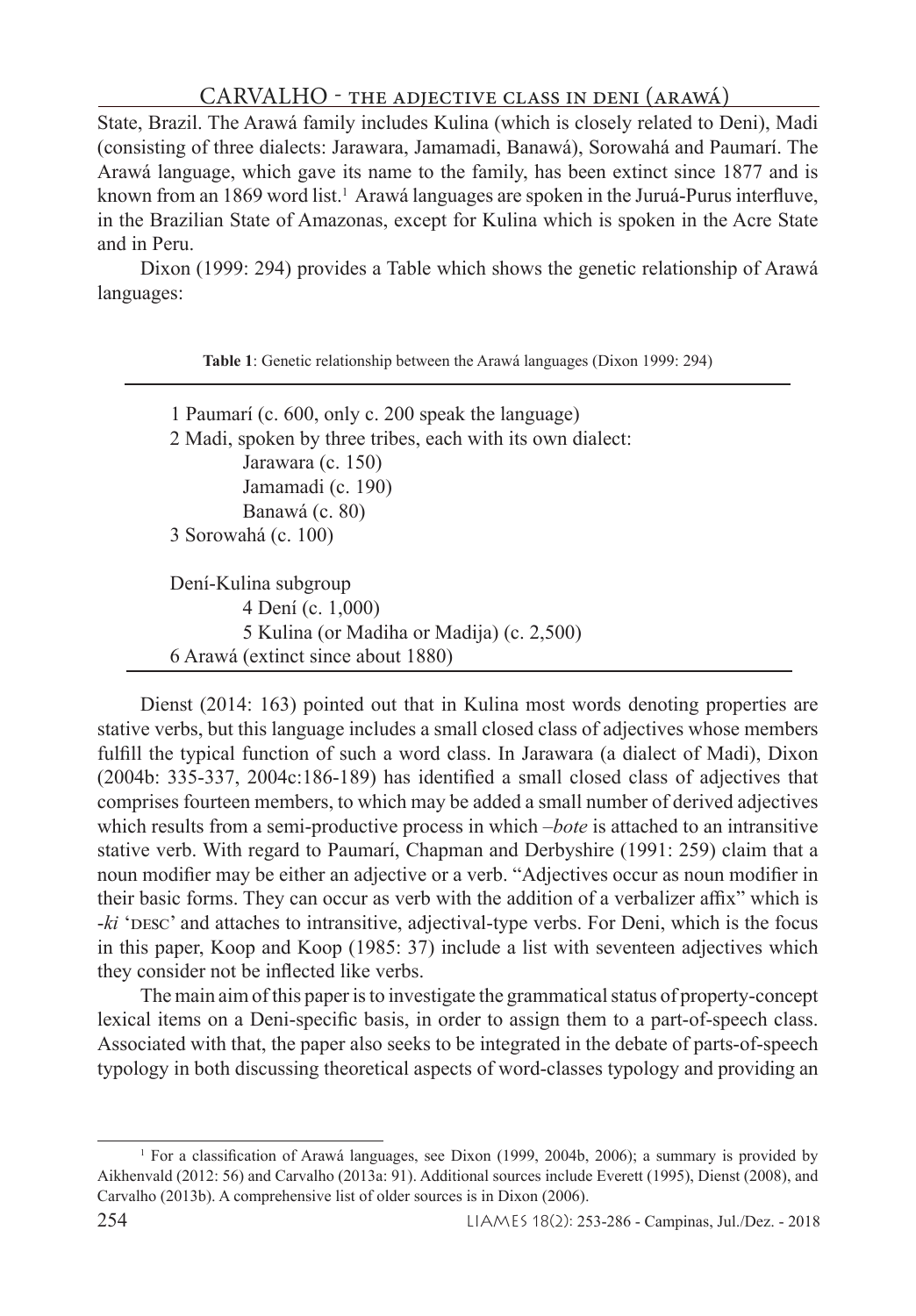State, Brazil. The Arawá family includes Kulina (which is closely related to Deni), Madi (consisting of three dialects: Jarawara, Jamamadi, Banawá), Sorowahá and Paumarí. The Arawá language, which gave its name to the family, has been extinct since 1877 and is known from an 1869 word list.[1] Arawá languages are spoken in the Juruá-Purus interfluve, in the Brazilian State of Amazonas, except for Kulina which is spoken in the Acre State and in Peru.

Dixon (1999: 294) provides a Table which shows the genetic relationship of Arawá languages:

**Table 1**: Genetic relationship between the Arawá languages (Dixon 1999: 294)

1 Paumarí (c. 600, only c. 200 speak the language)
2 Madi, spoken by three tribes, each with its own dialect:
  Jarawara (c. 150)
  Jamamadi (c. 190)
  Banawá (c. 80)
3 Sorowahá (c. 100)

Dení-Kulina subgroup
  4 Dení (c. 1,000)
  5 Kulina (or Madiha or Madija) (c. 2,500)
6 Arawá (extinct since about 1880)

Dienst (2014: 163) pointed out that in Kulina most words denoting properties are stative verbs, but this language includes a small closed class of adjectives whose members fulfill the typical function of such a word class. In Jarawara (a dialect of Madi), Dixon (2004b: 335-337, 2004c:186-189) has identified a small closed class of adjectives that comprises fourteen members, to which may be added a small number of derived adjectives which results from a semi-productive process in which *–bote* is attached to an intransitive stative verb. With regard to Paumarí, Chapman and Derbyshire (1991: 259) claim that a noun modifier may be either an adjective or a verb. "Adjectives occur as noun modifier in their basic forms. They can occur as verb with the addition of a verbalizer affix" which is *-ki* 'DESC' and attaches to intransitive, adjectival-type verbs. For Deni, which is the focus in this paper, Koop and Koop (1985: 37) include a list with seventeen adjectives which they consider not be inflected like verbs.

The main aim of this paper is to investigate the grammatical status of property-concept lexical items on a Deni-specific basis, in order to assign them to a part-of-speech class. Associated with that, the paper also seeks to be integrated in the debate of parts-of-speech typology in both discussing theoretical aspects of word-classes typology and providing an

[1] For a classification of Arawá languages, see Dixon (1999, 2004b, 2006); a summary is provided by Aikhenvald (2012: 56) and Carvalho (2013a: 91). Additional sources include Everett (1995), Dienst (2008), and Carvalho (2013b). A comprehensive list of older sources is in Dixon (2006).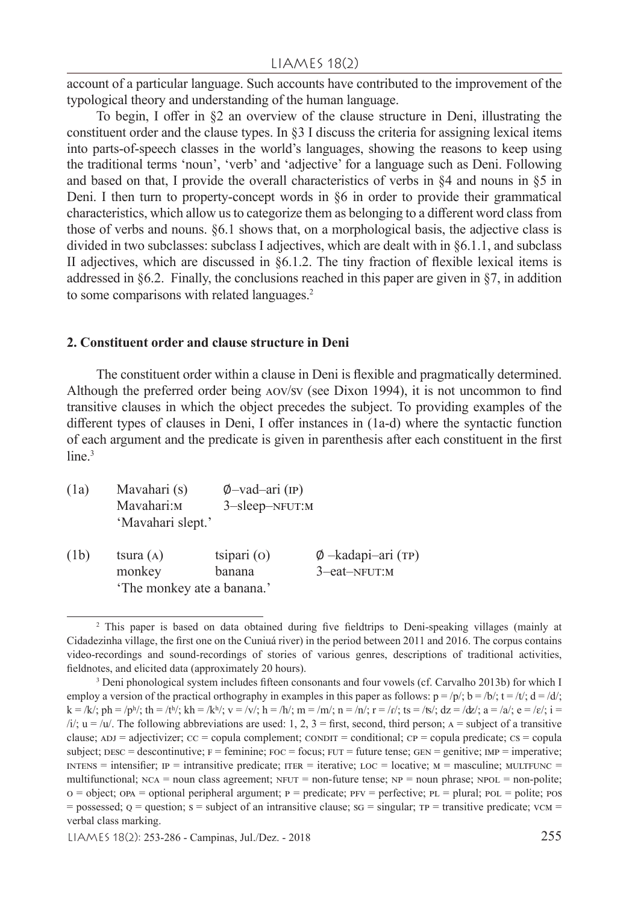account of a particular language. Such accounts have contributed to the improvement of the typological theory and understanding of the human language.

To begin, I offer in §2 an overview of the clause structure in Deni, illustrating the constituent order and the clause types. In §3 I discuss the criteria for assigning lexical items into parts-of-speech classes in the world's languages, showing the reasons to keep using the traditional terms 'noun', 'verb' and 'adjective' for a language such as Deni. Following and based on that, I provide the overall characteristics of verbs in §4 and nouns in §5 in Deni. I then turn to property-concept words in §6 in order to provide their grammatical characteristics, which allow us to categorize them as belonging to a different word class from those of verbs and nouns. §6.1 shows that, on a morphological basis, the adjective class is divided in two subclasses: subclass I adjectives, which are dealt with in §6.1.1, and subclass II adjectives, which are discussed in §6.1.2. The tiny fraction of flexible lexical items is addressed in §6.2. Finally, the conclusions reached in this paper are given in §7, in addition to some comparisons with related languages.[2]

## 2. Constituent order and clause structure in Deni

The constituent order within a clause in Deni is flexible and pragmatically determined. Although the preferred order being AOV/SV (see Dixon 1994), it is not uncommon to find transitive clauses in which the object precedes the subject. To providing examples of the different types of clauses in Deni, I offer instances in (1a-d) where the syntactic function of each argument and the predicate is given in parenthesis after each constituent in the first line.[3]

(1a) Mavahari (S) Ø–vad–ari (IP)
Mavahari:M 3–sleep–NFUT:M
'Mavahari slept.'

(1b) tsura (A) tsipari (O) Ø –kadapi–ari (TP)
monkey banana 3–eat–NFUT:M
'The monkey ate a banana.'

---

[2] This paper is based on data obtained during five fieldtrips to Deni-speaking villages (mainly at Cidadezinha village, the first one on the Cuniuá river) in the period between 2011 and 2016. The corpus contains video-recordings and sound-recordings of stories of various genres, descriptions of traditional activities, fieldnotes, and elicited data (approximately 20 hours).

[3] Deni phonological system includes fifteen consonants and four vowels (cf. Carvalho 2013b) for which I employ a version of the practical orthography in examples in this paper as follows: p = /p/; b = /b/; t = /t/; d = /d/; k = /k/; ph = /pʰ/; th = /tʰ/; kh = /kʰ/; v = /v/; h = /h/; m = /m/; n = /n/; r = /ɾ/; ts = /ʦ/; dz = /ʤ/; a = /a/; e = /ɛ/; i = /i/; u = /u/. The following abbreviations are used: 1, 2, 3 = first, second, third person; A = subject of a transitive clause; ADJ = adjectivizer; CC = copula complement; CONDIT = conditional; CP = copula predicate; CS = copula subject; DESC = descontinutive; F = feminine; FOC = focus; FUT = future tense; GEN = genitive; IMP = imperative; INTENS = intensifier; IP = intransitive predicate; ITER = iterative; LOC = locative; M = masculine; MULTFUNC = multifunctional; NCA = noun class agreement; NFUT = non-future tense; NP = noun phrase; NPOL = non-polite; O = object; OPA = optional peripheral argument; P = predicate; PFV = perfective; PL = plural; POL = polite; POS = possessed; Q = question; S = subject of an intransitive clause; SG = singular; TP = transitive predicate; VCM = verbal class marking.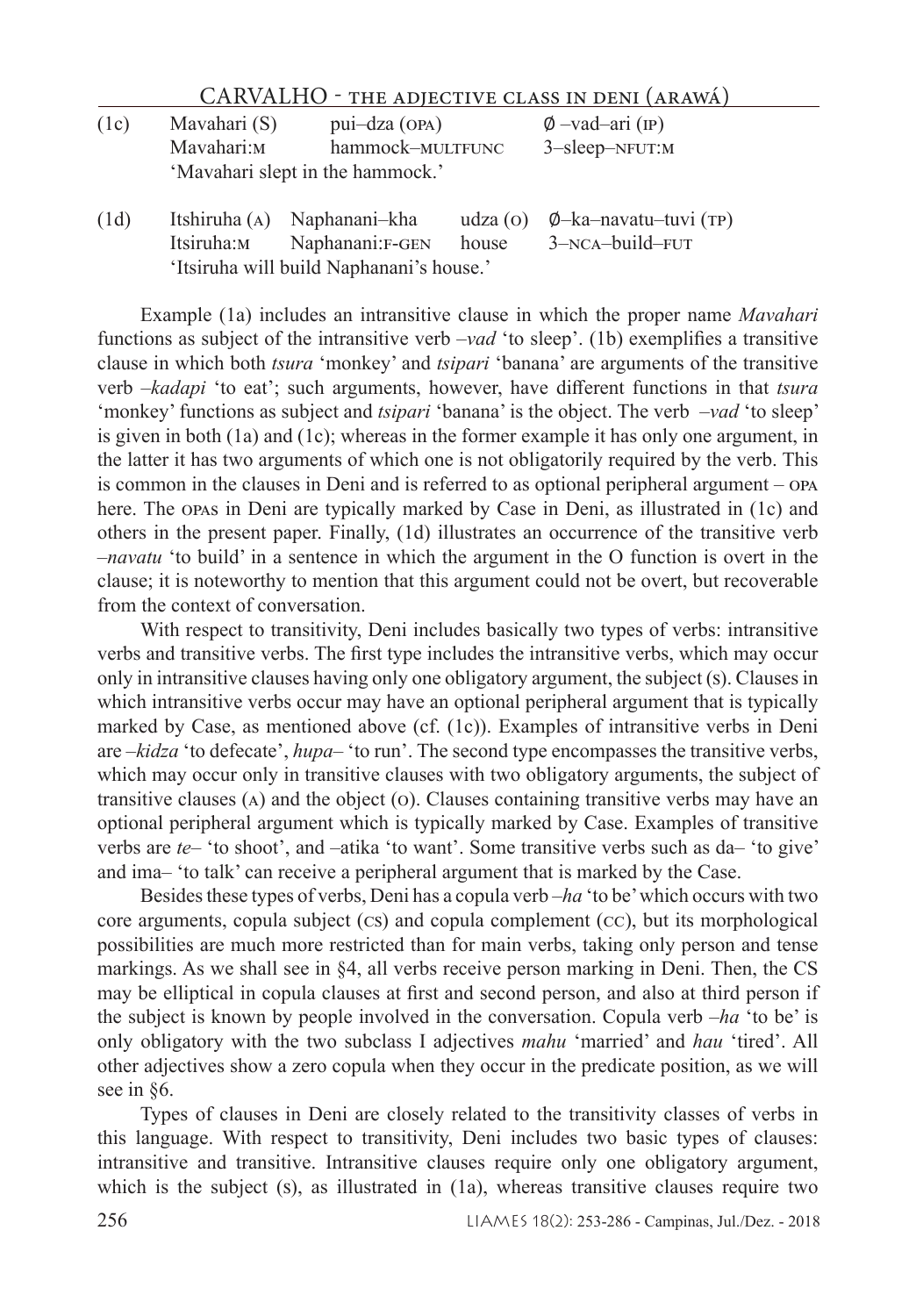(1c) Mavahari (S) pui–dza (OPA) ∅ –vad–ari (IP)
Mavahari:M hammock–MULTFUNC 3–sleep–NFUT:M
'Mavahari slept in the hammock.'

(1d) Itshiruha (A) Naphanani–kha udza (O) ∅–ka–navatu–tuvi (TP)
Itsiruha:M Naphanani:F-GEN house 3–NCA–build–FUT
'Itsiruha will build Naphanani's house.'

Example (1a) includes an intransitive clause in which the proper name *Mavahari* functions as subject of the intransitive verb *–vad* 'to sleep'. (1b) exemplifies a transitive clause in which both *tsura* 'monkey' and *tsipari* 'banana' are arguments of the transitive verb *–kadapi* 'to eat'; such arguments, however, have different functions in that *tsura* 'monkey' functions as subject and *tsipari* 'banana' is the object. The verb *–vad* 'to sleep' is given in both (1a) and (1c); whereas in the former example it has only one argument, in the latter it has two arguments of which one is not obligatorily required by the verb. This is common in the clauses in Deni and is referred to as optional peripheral argument – OPA here. The OPAs in Deni are typically marked by Case in Deni, as illustrated in (1c) and others in the present paper. Finally, (1d) illustrates an occurrence of the transitive verb *–navatu* 'to build' in a sentence in which the argument in the O function is overt in the clause; it is noteworthy to mention that this argument could not be overt, but recoverable from the context of conversation.

With respect to transitivity, Deni includes basically two types of verbs: intransitive verbs and transitive verbs. The first type includes the intransitive verbs, which may occur only in intransitive clauses having only one obligatory argument, the subject (S). Clauses in which intransitive verbs occur may have an optional peripheral argument that is typically marked by Case, as mentioned above (cf. (1c)). Examples of intransitive verbs in Deni are *–kidza* 'to defecate', *hupa–* 'to run'. The second type encompasses the transitive verbs, which may occur only in transitive clauses with two obligatory arguments, the subject of transitive clauses (A) and the object (O). Clauses containing transitive verbs may have an optional peripheral argument which is typically marked by Case. Examples of transitive verbs are *te–* 'to shoot', and –atika 'to want'. Some transitive verbs such as da– 'to give' and ima– 'to talk' can receive a peripheral argument that is marked by the Case.

Besides these types of verbs, Deni has a copula verb *–ha* 'to be' which occurs with two core arguments, copula subject (CS) and copula complement (CC), but its morphological possibilities are much more restricted than for main verbs, taking only person and tense markings. As we shall see in §4, all verbs receive person marking in Deni. Then, the CS may be elliptical in copula clauses at first and second person, and also at third person if the subject is known by people involved in the conversation. Copula verb *–ha* 'to be' is only obligatory with the two subclass I adjectives *mahu* 'married' and *hau* 'tired'. All other adjectives show a zero copula when they occur in the predicate position, as we will see in §6.

Types of clauses in Deni are closely related to the transitivity classes of verbs in this language. With respect to transitivity, Deni includes two basic types of clauses: intransitive and transitive. Intransitive clauses require only one obligatory argument, which is the subject (S), as illustrated in (1a), whereas transitive clauses require two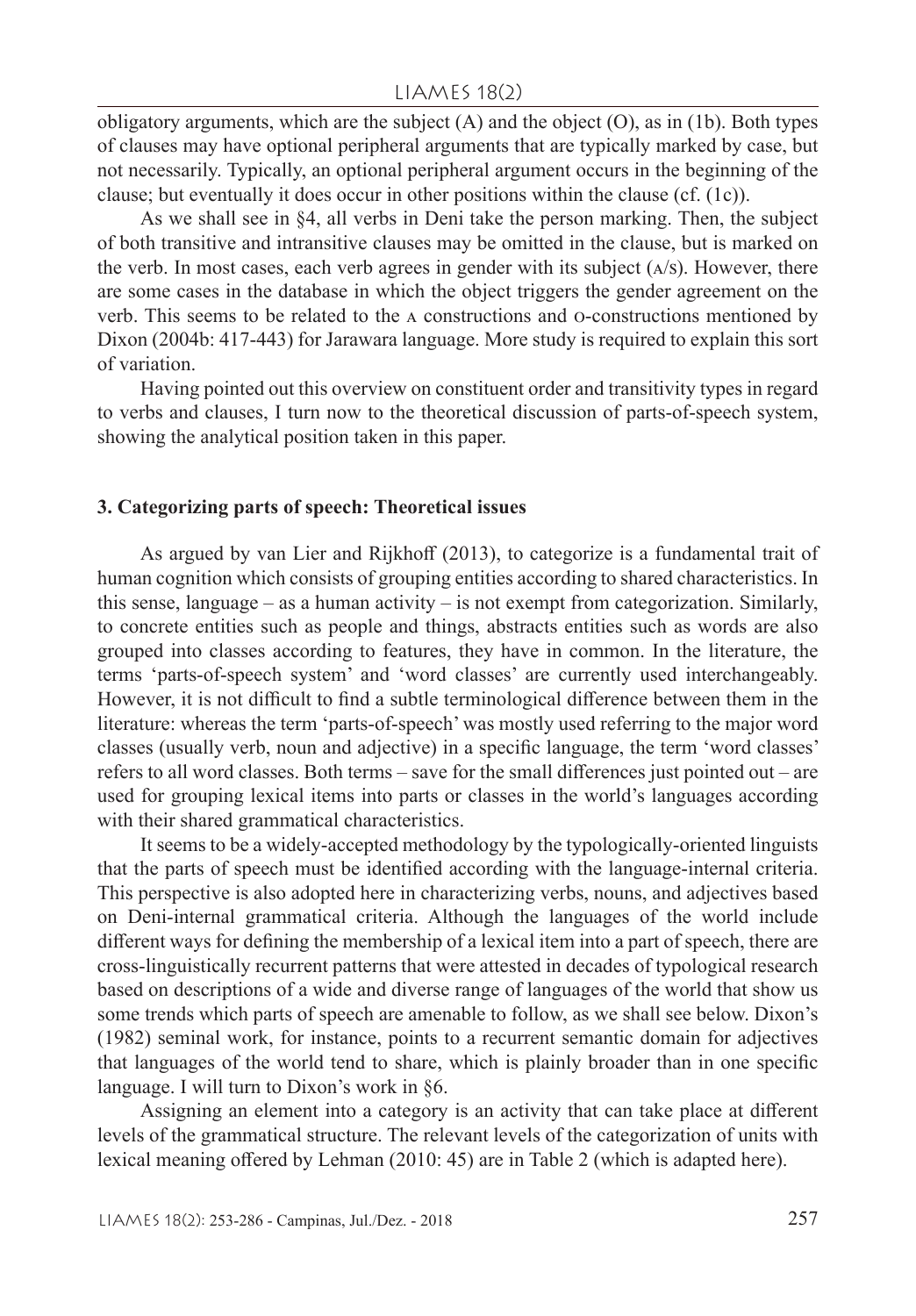obligatory arguments, which are the subject (A) and the object (O), as in (1b). Both types of clauses may have optional peripheral arguments that are typically marked by case, but not necessarily. Typically, an optional peripheral argument occurs in the beginning of the clause; but eventually it does occur in other positions within the clause (cf. (1c)).

As we shall see in §4, all verbs in Deni take the person marking. Then, the subject of both transitive and intransitive clauses may be omitted in the clause, but is marked on the verb. In most cases, each verb agrees in gender with its subject (A/S). However, there are some cases in the database in which the object triggers the gender agreement on the verb. This seems to be related to the A constructions and O-constructions mentioned by Dixon (2004b: 417-443) for Jarawara language. More study is required to explain this sort of variation.

Having pointed out this overview on constituent order and transitivity types in regard to verbs and clauses, I turn now to the theoretical discussion of parts-of-speech system, showing the analytical position taken in this paper.

### 3. Categorizing parts of speech: Theoretical issues

As argued by van Lier and Rijkhoff (2013), to categorize is a fundamental trait of human cognition which consists of grouping entities according to shared characteristics. In this sense, language – as a human activity – is not exempt from categorization. Similarly, to concrete entities such as people and things, abstracts entities such as words are also grouped into classes according to features, they have in common. In the literature, the terms 'parts-of-speech system' and 'word classes' are currently used interchangeably. However, it is not difficult to find a subtle terminological difference between them in the literature: whereas the term 'parts-of-speech' was mostly used referring to the major word classes (usually verb, noun and adjective) in a specific language, the term 'word classes' refers to all word classes. Both terms – save for the small differences just pointed out – are used for grouping lexical items into parts or classes in the world's languages according with their shared grammatical characteristics.

It seems to be a widely-accepted methodology by the typologically-oriented linguists that the parts of speech must be identified according with the language-internal criteria. This perspective is also adopted here in characterizing verbs, nouns, and adjectives based on Deni-internal grammatical criteria. Although the languages of the world include different ways for defining the membership of a lexical item into a part of speech, there are cross-linguistically recurrent patterns that were attested in decades of typological research based on descriptions of a wide and diverse range of languages of the world that show us some trends which parts of speech are amenable to follow, as we shall see below. Dixon's (1982) seminal work, for instance, points to a recurrent semantic domain for adjectives that languages of the world tend to share, which is plainly broader than in one specific language. I will turn to Dixon's work in §6.

Assigning an element into a category is an activity that can take place at different levels of the grammatical structure. The relevant levels of the categorization of units with lexical meaning offered by Lehman (2010: 45) are in Table 2 (which is adapted here).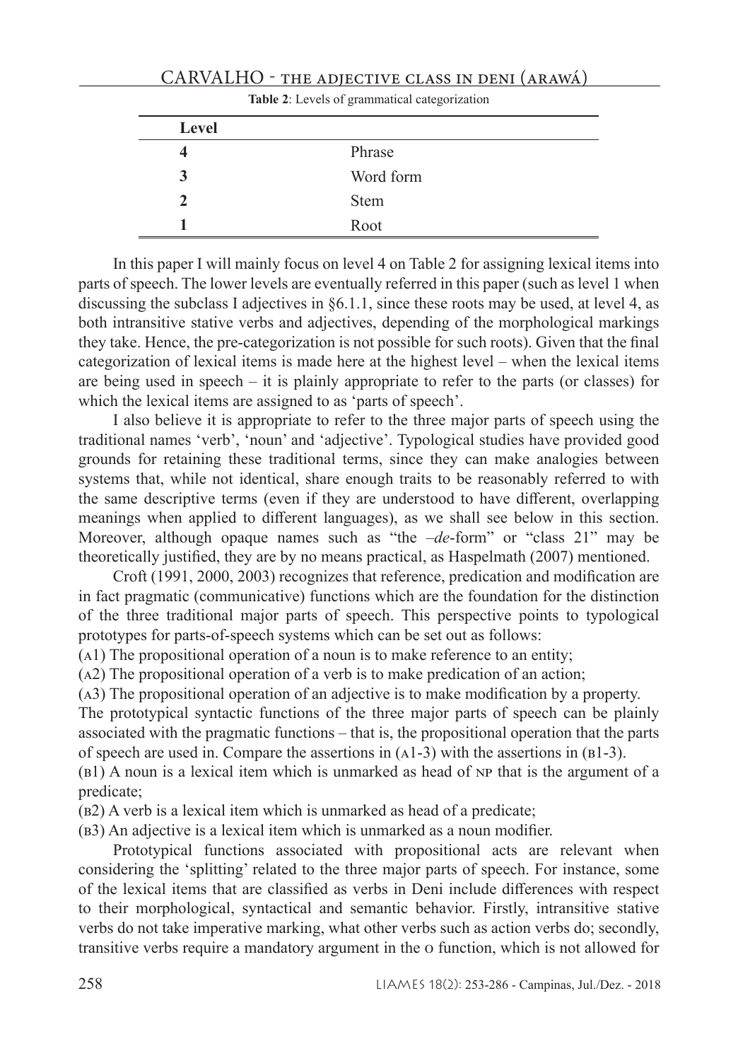**Table 2**: Levels of grammatical categorization

| Level | |
|---|---|
| 4 | Phrase |
| 3 | Word form |
| 2 | Stem |
| 1 | Root |

In this paper I will mainly focus on level 4 on Table 2 for assigning lexical items into parts of speech. The lower levels are eventually referred in this paper (such as level 1 when discussing the subclass I adjectives in §6.1.1, since these roots may be used, at level 4, as both intransitive stative verbs and adjectives, depending of the morphological markings they take. Hence, the pre-categorization is not possible for such roots). Given that the final categorization of lexical items is made here at the highest level – when the lexical items are being used in speech – it is plainly appropriate to refer to the parts (or classes) for which the lexical items are assigned to as 'parts of speech'.

I also believe it is appropriate to refer to the three major parts of speech using the traditional names 'verb', 'noun' and 'adjective'. Typological studies have provided good grounds for retaining these traditional terms, since they can make analogies between systems that, while not identical, share enough traits to be reasonably referred to with the same descriptive terms (even if they are understood to have different, overlapping meanings when applied to different languages), as we shall see below in this section. Moreover, although opaque names such as "the *–de*-form" or "class 21" may be theoretically justified, they are by no means practical, as Haspelmath (2007) mentioned.

Croft (1991, 2000, 2003) recognizes that reference, predication and modification are in fact pragmatic (communicative) functions which are the foundation for the distinction of the three traditional major parts of speech. This perspective points to typological prototypes for parts-of-speech systems which can be set out as follows:

(A1) The propositional operation of a noun is to make reference to an entity;
(A2) The propositional operation of a verb is to make predication of an action;
(A3) The propositional operation of an adjective is to make modification by a property.

The prototypical syntactic functions of the three major parts of speech can be plainly associated with the pragmatic functions – that is, the propositional operation that the parts of speech are used in. Compare the assertions in (A1-3) with the assertions in (B1-3).

(B1) A noun is a lexical item which is unmarked as head of NP that is the argument of a predicate;
(B2) A verb is a lexical item which is unmarked as head of a predicate;
(B3) An adjective is a lexical item which is unmarked as a noun modifier.

Prototypical functions associated with propositional acts are relevant when considering the 'splitting' related to the three major parts of speech. For instance, some of the lexical items that are classified as verbs in Deni include differences with respect to their morphological, syntactical and semantic behavior. Firstly, intransitive stative verbs do not take imperative marking, what other verbs such as action verbs do; secondly, transitive verbs require a mandatory argument in the O function, which is not allowed for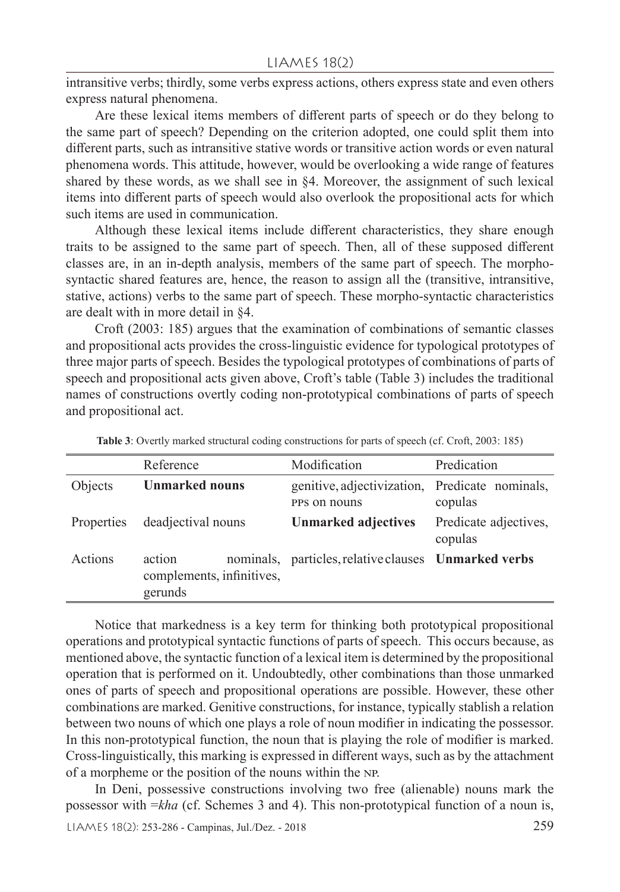intransitive verbs; thirdly, some verbs express actions, others express state and even others express natural phenomena.

Are these lexical items members of different parts of speech or do they belong to the same part of speech? Depending on the criterion adopted, one could split them into different parts, such as intransitive stative words or transitive action words or even natural phenomena words. This attitude, however, would be overlooking a wide range of features shared by these words, as we shall see in §4. Moreover, the assignment of such lexical items into different parts of speech would also overlook the propositional acts for which such items are used in communication.

Although these lexical items include different characteristics, they share enough traits to be assigned to the same part of speech. Then, all of these supposed different classes are, in an in-depth analysis, members of the same part of speech. The morpho-syntactic shared features are, hence, the reason to assign all the (transitive, intransitive, stative, actions) verbs to the same part of speech. These morpho-syntactic characteristics are dealt with in more detail in §4.

Croft (2003: 185) argues that the examination of combinations of semantic classes and propositional acts provides the cross-linguistic evidence for typological prototypes of three major parts of speech. Besides the typological prototypes of combinations of parts of speech and propositional acts given above, Croft's table (Table 3) includes the traditional names of constructions overtly coding non-prototypical combinations of parts of speech and propositional act.

**Table 3**: Overtly marked structural coding constructions for parts of speech (cf. Croft, 2003: 185)

| | Reference | Modification | Predication |
|---|---|---|---|
| Objects | **Unmarked nouns** | genitive, adjectivization, PPs on nouns | Predicate nominals, copulas |
| Properties | deadjectival nouns | **Unmarked adjectives** | Predicate adjectives, copulas |
| Actions | action nominals, complements, infinitives, gerunds | particles, relative clauses | **Unmarked verbs** |

Notice that markedness is a key term for thinking both prototypical propositional operations and prototypical syntactic functions of parts of speech. This occurs because, as mentioned above, the syntactic function of a lexical item is determined by the propositional operation that is performed on it. Undoubtedly, other combinations than those unmarked ones of parts of speech and propositional operations are possible. However, these other combinations are marked. Genitive constructions, for instance, typically stablish a relation between two nouns of which one plays a role of noun modifier in indicating the possessor. In this non-prototypical function, the noun that is playing the role of modifier is marked. Cross-linguistically, this marking is expressed in different ways, such as by the attachment of a morpheme or the position of the nouns within the NP.

In Deni, possessive constructions involving two free (alienable) nouns mark the possessor with =*kha* (cf. Schemes 3 and 4). This non-prototypical function of a noun is,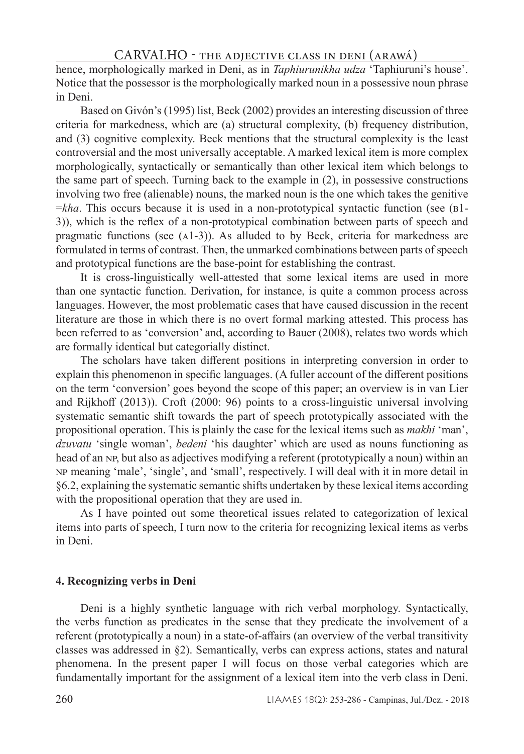hence, morphologically marked in Deni, as in *Taphiurunikha udza* 'Taphiuruni's house'. Notice that the possessor is the morphologically marked noun in a possessive noun phrase in Deni.

Based on Givón's (1995) list, Beck (2002) provides an interesting discussion of three criteria for markedness, which are (a) structural complexity, (b) frequency distribution, and (3) cognitive complexity. Beck mentions that the structural complexity is the least controversial and the most universally acceptable. A marked lexical item is more complex morphologically, syntactically or semantically than other lexical item which belongs to the same part of speech. Turning back to the example in (2), in possessive constructions involving two free (alienable) nouns, the marked noun is the one which takes the genitive =*kha*. This occurs because it is used in a non-prototypical syntactic function (see (B1-3)), which is the reflex of a non-prototypical combination between parts of speech and pragmatic functions (see (A1-3)). As alluded to by Beck, criteria for markedness are formulated in terms of contrast. Then, the unmarked combinations between parts of speech and prototypical functions are the base-point for establishing the contrast.

It is cross-linguistically well-attested that some lexical items are used in more than one syntactic function. Derivation, for instance, is quite a common process across languages. However, the most problematic cases that have caused discussion in the recent literature are those in which there is no overt formal marking attested. This process has been referred to as 'conversion' and, according to Bauer (2008), relates two words which are formally identical but categorially distinct.

The scholars have taken different positions in interpreting conversion in order to explain this phenomenon in specific languages. (A fuller account of the different positions on the term 'conversion' goes beyond the scope of this paper; an overview is in van Lier and Rijkhoff (2013)). Croft (2000: 96) points to a cross-linguistic universal involving systematic semantic shift towards the part of speech prototypically associated with the propositional operation. This is plainly the case for the lexical items such as *makhi* 'man', *dzuvatu* 'single woman', *bedeni* 'his daughter' which are used as nouns functioning as head of an NP, but also as adjectives modifying a referent (prototypically a noun) within an NP meaning 'male', 'single', and 'small', respectively. I will deal with it in more detail in §6.2, explaining the systematic semantic shifts undertaken by these lexical items according with the propositional operation that they are used in.

As I have pointed out some theoretical issues related to categorization of lexical items into parts of speech, I turn now to the criteria for recognizing lexical items as verbs in Deni.

## 4. Recognizing verbs in Deni

Deni is a highly synthetic language with rich verbal morphology. Syntactically, the verbs function as predicates in the sense that they predicate the involvement of a referent (prototypically a noun) in a state-of-affairs (an overview of the verbal transitivity classes was addressed in §2). Semantically, verbs can express actions, states and natural phenomena. In the present paper I will focus on those verbal categories which are fundamentally important for the assignment of a lexical item into the verb class in Deni.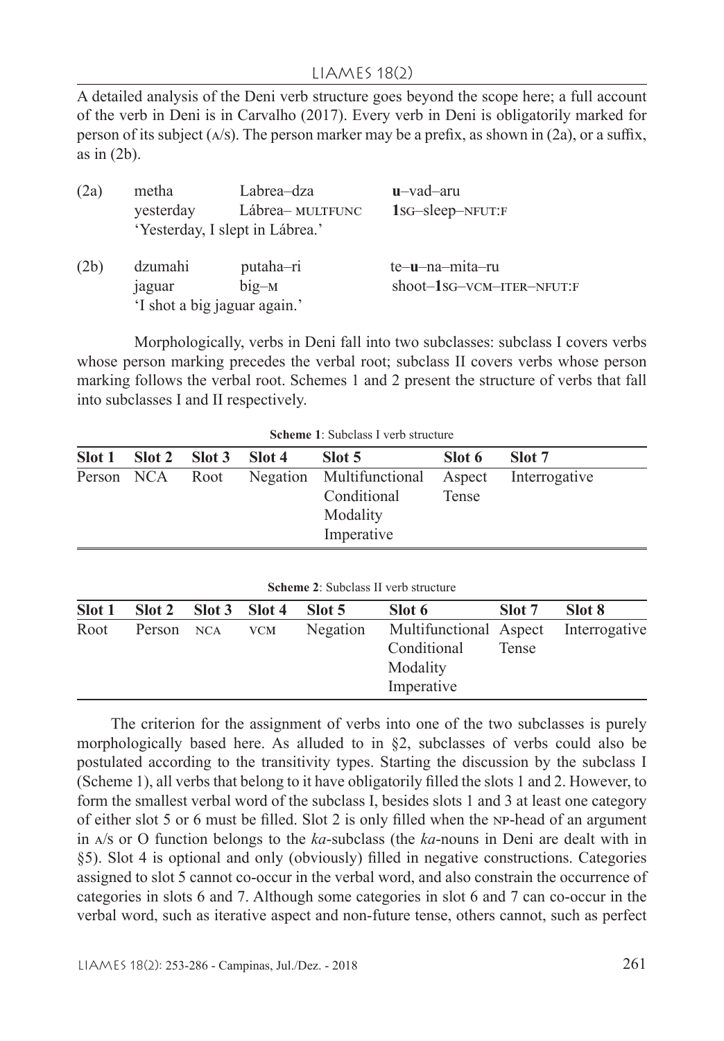A detailed analysis of the Deni verb structure goes beyond the scope here; a full account of the verb in Deni is in Carvalho (2017). Every verb in Deni is obligatorily marked for person of its subject (A/S). The person marker may be a prefix, as shown in (2a), or a suffix, as in (2b).

(2a) metha Labrea–dza **u**–vad–aru
yesterday Lábrea– MULTFUNC **1**SG–sleep–NFUT:F
'Yesterday, I slept in Lábrea.'

(2b) dzumahi putaha–ri te–**u**–na–mita–ru
jaguar big–M shoot–**1**SG–VCM–ITER–NFUT:F
'I shot a big jaguar again.'

Morphologically, verbs in Deni fall into two subclasses: subclass I covers verbs whose person marking precedes the verbal root; subclass II covers verbs whose person marking follows the verbal root. Schemes 1 and 2 present the structure of verbs that fall into subclasses I and II respectively.

**Scheme 1**: Subclass I verb structure

| Slot 1 | Slot 2 | Slot 3 | Slot 4 | Slot 5 | Slot 6 | Slot 7 |
|---|---|---|---|---|---|---|
| Person | NCA | Root | Negation | Multifunctional<br>Conditional<br>Modality<br>Imperative | Aspect<br>Tense | Interrogative |

**Scheme 2**: Subclass II verb structure

| Slot 1 | Slot 2 | Slot 3 | Slot 4 | Slot 5 | Slot 6 | Slot 7 | Slot 8 |
|---|---|---|---|---|---|---|---|
| Root | Person | NCA | VCM | Negation | Multifunctional<br>Conditional<br>Modality<br>Imperative | Aspect<br>Tense | Interrogative |

The criterion for the assignment of verbs into one of the two subclasses is purely morphologically based here. As alluded to in §2, subclasses of verbs could also be postulated according to the transitivity types. Starting the discussion by the subclass I (Scheme 1), all verbs that belong to it have obligatorily filled the slots 1 and 2. However, to form the smallest verbal word of the subclass I, besides slots 1 and 3 at least one category of either slot 5 or 6 must be filled. Slot 2 is only filled when the NP-head of an argument in A/S or O function belongs to the *ka*-subclass (the *ka*-nouns in Deni are dealt with in §5). Slot 4 is optional and only (obviously) filled in negative constructions. Categories assigned to slot 5 cannot co-occur in the verbal word, and also constrain the occurrence of categories in slots 6 and 7. Although some categories in slot 6 and 7 can co-occur in the verbal word, such as iterative aspect and non-future tense, others cannot, such as perfect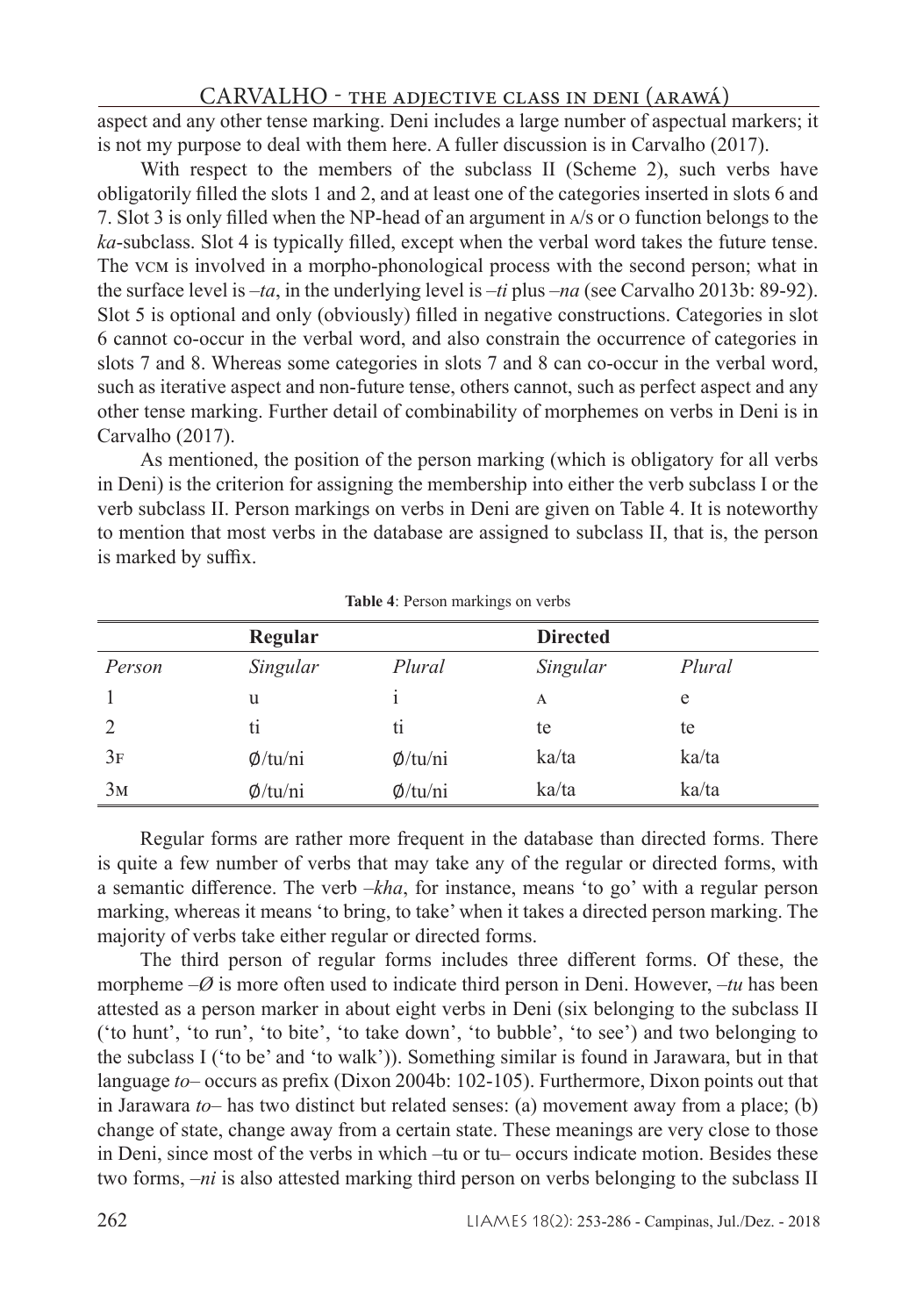aspect and any other tense marking. Deni includes a large number of aspectual markers; it is not my purpose to deal with them here. A fuller discussion is in Carvalho (2017).

With respect to the members of the subclass II (Scheme 2), such verbs have obligatorily filled the slots 1 and 2, and at least one of the categories inserted in slots 6 and 7. Slot 3 is only filled when the NP-head of an argument in A/S or O function belongs to the *ka*-subclass. Slot 4 is typically filled, except when the verbal word takes the future tense. The VCM is involved in a morpho-phonological process with the second person; what in the surface level is *–ta*, in the underlying level is *–ti* plus *–na* (see Carvalho 2013b: 89-92). Slot 5 is optional and only (obviously) filled in negative constructions. Categories in slot 6 cannot co-occur in the verbal word, and also constrain the occurrence of categories in slots 7 and 8. Whereas some categories in slots 7 and 8 can co-occur in the verbal word, such as iterative aspect and non-future tense, others cannot, such as perfect aspect and any other tense marking. Further detail of combinability of morphemes on verbs in Deni is in Carvalho (2017).

As mentioned, the position of the person marking (which is obligatory for all verbs in Deni) is the criterion for assigning the membership into either the verb subclass I or the verb subclass II. Person markings on verbs in Deni are given on Table 4. It is noteworthy to mention that most verbs in the database are assigned to subclass II, that is, the person is marked by suffix.

**Table 4**: Person markings on verbs

| | **Regular** | | **Directed** | |
|---|---|---|---|---|
| *Person* | *Singular* | *Plural* | *Singular* | *Plural* |
| 1 | u | i | A | e |
| 2 | ti | ti | te | te |
| 3F | Ø/tu/ni | Ø/tu/ni | ka/ta | ka/ta |
| 3M | Ø/tu/ni | Ø/tu/ni | ka/ta | ka/ta |

Regular forms are rather more frequent in the database than directed forms. There is quite a few number of verbs that may take any of the regular or directed forms, with a semantic difference. The verb *–kha*, for instance, means 'to go' with a regular person marking, whereas it means 'to bring, to take' when it takes a directed person marking. The majority of verbs take either regular or directed forms.

The third person of regular forms includes three different forms. Of these, the morpheme *–Ø* is more often used to indicate third person in Deni. However, *–tu* has been attested as a person marker in about eight verbs in Deni (six belonging to the subclass II ('to hunt', 'to run', 'to bite', 'to take down', 'to bubble', 'to see') and two belonging to the subclass I ('to be' and 'to walk')). Something similar is found in Jarawara, but in that language *to–* occurs as prefix (Dixon 2004b: 102-105). Furthermore, Dixon points out that in Jarawara *to–* has two distinct but related senses: (a) movement away from a place; (b) change of state, change away from a certain state. These meanings are very close to those in Deni, since most of the verbs in which –tu or tu– occurs indicate motion. Besides these two forms, *–ni* is also attested marking third person on verbs belonging to the subclass II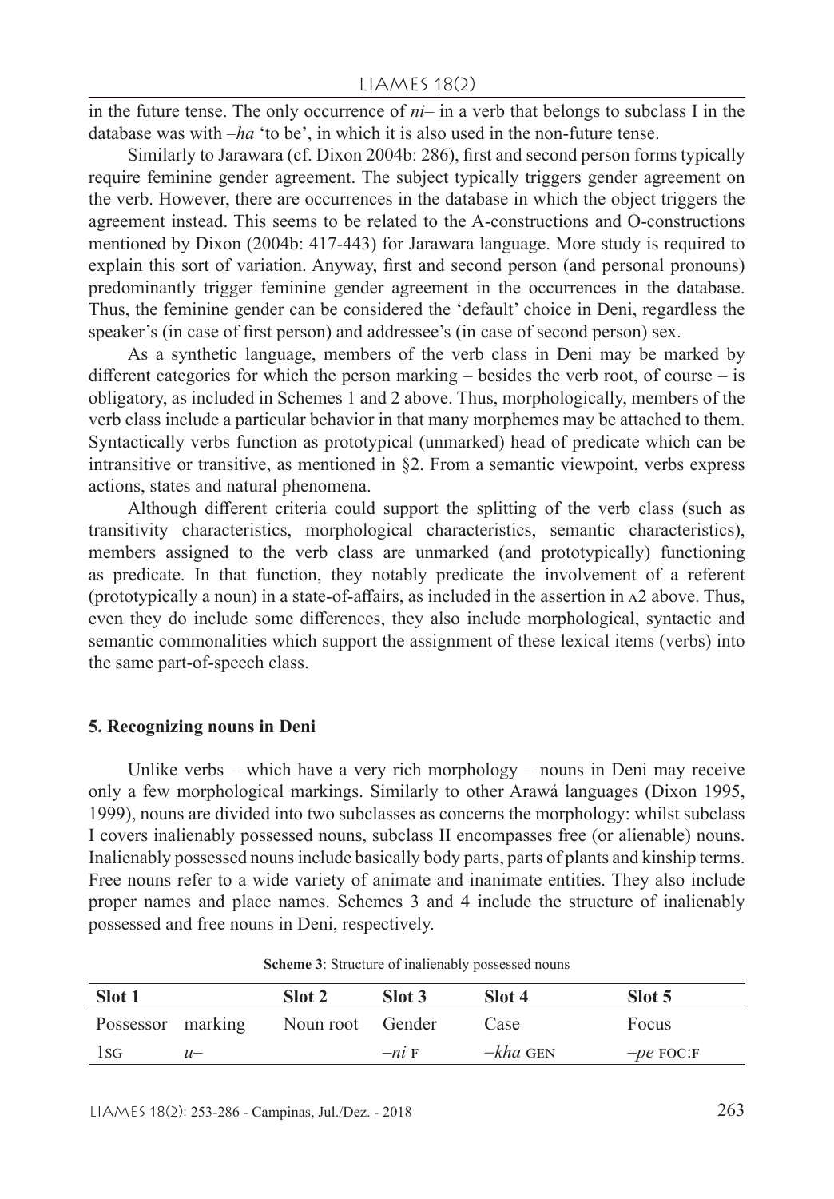in the future tense. The only occurrence of *ni–* in a verb that belongs to subclass I in the database was with *–ha* 'to be', in which it is also used in the non-future tense.

Similarly to Jarawara (cf. Dixon 2004b: 286), first and second person forms typically require feminine gender agreement. The subject typically triggers gender agreement on the verb. However, there are occurrences in the database in which the object triggers the agreement instead. This seems to be related to the A-constructions and O-constructions mentioned by Dixon (2004b: 417-443) for Jarawara language. More study is required to explain this sort of variation. Anyway, first and second person (and personal pronouns) predominantly trigger feminine gender agreement in the occurrences in the database. Thus, the feminine gender can be considered the 'default' choice in Deni, regardless the speaker's (in case of first person) and addressee's (in case of second person) sex.

As a synthetic language, members of the verb class in Deni may be marked by different categories for which the person marking – besides the verb root, of course – is obligatory, as included in Schemes 1 and 2 above. Thus, morphologically, members of the verb class include a particular behavior in that many morphemes may be attached to them. Syntactically verbs function as prototypical (unmarked) head of predicate which can be intransitive or transitive, as mentioned in §2. From a semantic viewpoint, verbs express actions, states and natural phenomena.

Although different criteria could support the splitting of the verb class (such as transitivity characteristics, morphological characteristics, semantic characteristics), members assigned to the verb class are unmarked (and prototypically) functioning as predicate. In that function, they notably predicate the involvement of a referent (prototypically a noun) in a state-of-affairs, as included in the assertion in A2 above. Thus, even they do include some differences, they also include morphological, syntactic and semantic commonalities which support the assignment of these lexical items (verbs) into the same part-of-speech class.

## 5. Recognizing nouns in Deni

Unlike verbs – which have a very rich morphology – nouns in Deni may receive only a few morphological markings. Similarly to other Arawá languages (Dixon 1995, 1999), nouns are divided into two subclasses as concerns the morphology: whilst subclass I covers inalienably possessed nouns, subclass II encompasses free (or alienable) nouns. Inalienably possessed nouns include basically body parts, parts of plants and kinship terms. Free nouns refer to a wide variety of animate and inanimate entities. They also include proper names and place names. Schemes 3 and 4 include the structure of inalienably possessed and free nouns in Deni, respectively.

**Scheme 3**: Structure of inalienably possessed nouns

| Slot 1 | | Slot 2 | Slot 3 | Slot 4 | Slot 5 |
|---|---|---|---|---|---|
| Possessor | marking | Noun root | Gender | Case | Focus |
| 1SG | *u–* | | *–ni* F | *=kha* GEN | *–pe* FOC:F |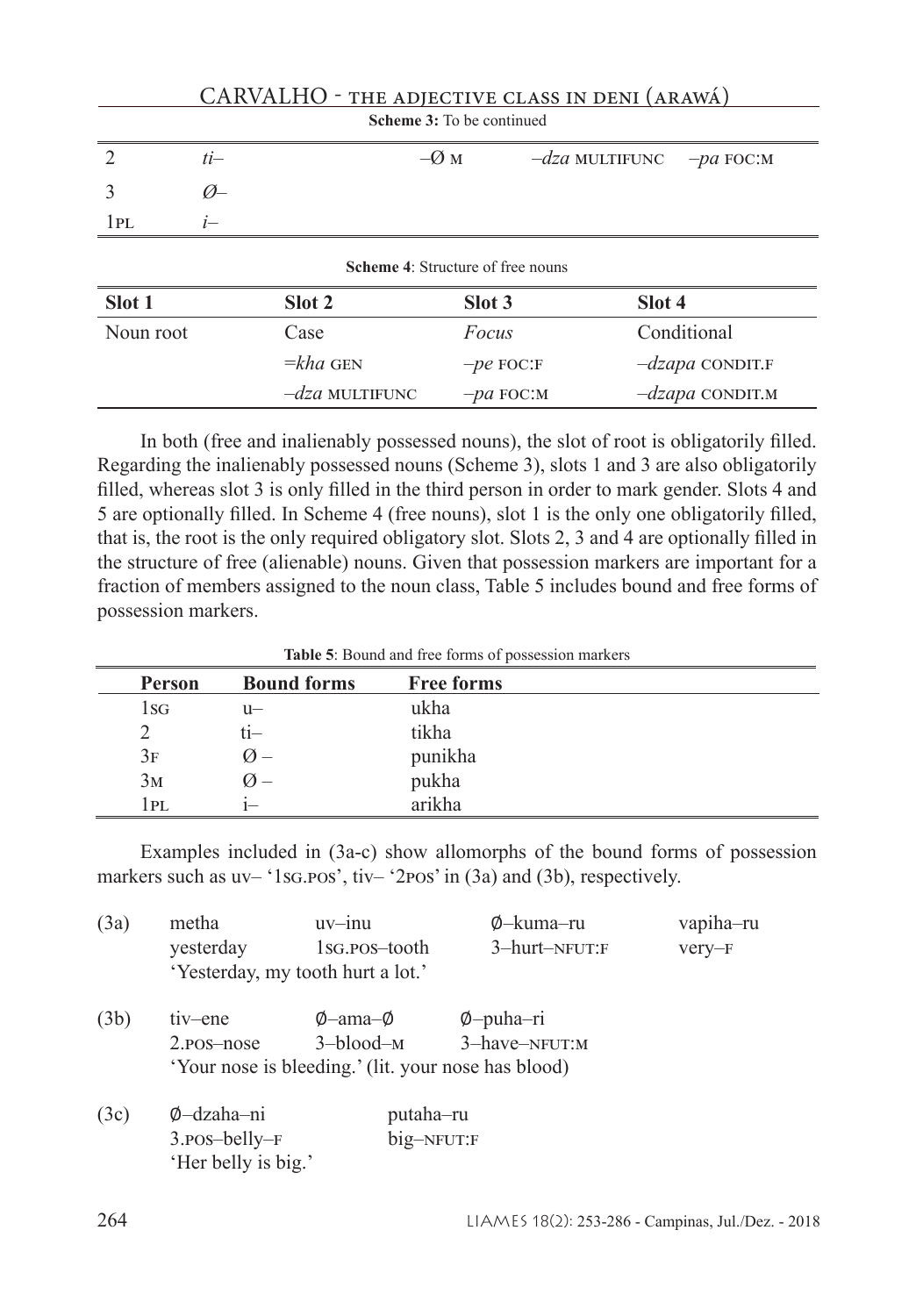**Scheme 3:** To be continued

| | | | | |
|---|---|---|---|---|
| 2 | *ti–* | *–Ø* M | *–dza* MULTIFUNC | *–pa* FOC:M |
| 3 | *Ø–* | | | |
| 1PL | *i–* | | | |

**Scheme 4**: Structure of free nouns

| Slot 1 | Slot 2 | Slot 3 | Slot 4 |
|---|---|---|---|
| Noun root | Case | *Focus* | Conditional |
| | *=kha* GEN | *–pe* FOC:F | *–dzapa* CONDIT.F |
| | *–dza* MULTIFUNC | *–pa* FOC:M | *–dzapa* CONDIT.M |

In both (free and inalienably possessed nouns), the slot of root is obligatorily filled. Regarding the inalienably possessed nouns (Scheme 3), slots 1 and 3 are also obligatorily filled, whereas slot 3 is only filled in the third person in order to mark gender. Slots 4 and 5 are optionally filled. In Scheme 4 (free nouns), slot 1 is the only one obligatorily filled, that is, the root is the only required obligatory slot. Slots 2, 3 and 4 are optionally filled in the structure of free (alienable) nouns. Given that possession markers are important for a fraction of members assigned to the noun class, Table 5 includes bound and free forms of possession markers.

**Table 5**: Bound and free forms of possession markers

| Person | Bound forms | Free forms |
|---|---|---|
| 1SG | u– | ukha |
| 2 | ti– | tikha |
| 3F | Ø – | punikha |
| 3M | Ø – | pukha |
| 1PL | i– | arikha |

Examples included in (3a-c) show allomorphs of the bound forms of possession markers such as uv– '1SG.POS', tiv– '2POS' in (3a) and (3b), respectively.

(3a) metha uv–inu Ø–kuma–ru vapiha–ru
yesterday 1SG.POS–tooth 3–hurt–NFUT:F very–F
'Yesterday, my tooth hurt a lot.'

(3b) tiv–ene Ø–ama–Ø Ø–puha–ri
2.POS–nose 3–blood–M 3–have–NFUT:M
'Your nose is bleeding.' (lit. your nose has blood)

(3c) Ø–dzaha–ni putaha–ru
3.POS–belly–F big–NFUT:F
'Her belly is big.'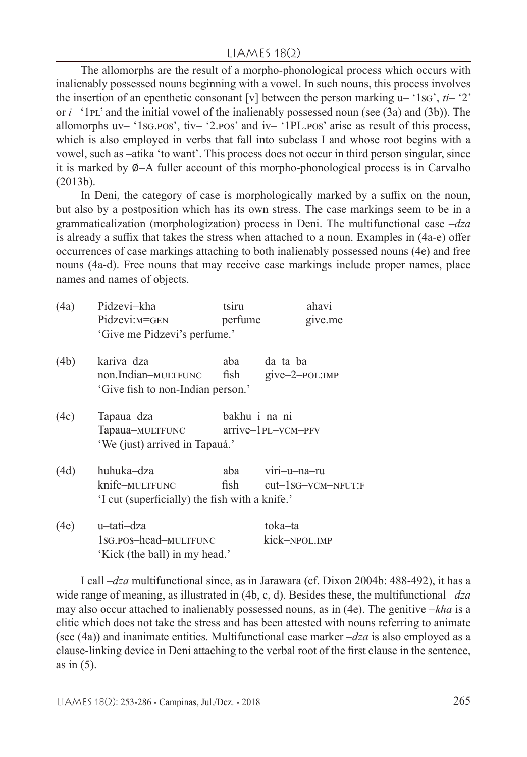The allomorphs are the result of a morpho-phonological process which occurs with inalienably possessed nouns beginning with a vowel. In such nouns, this process involves the insertion of an epenthetic consonant [v] between the person marking u– '1SG', *ti*– '2' or *i*– '1PL' and the initial vowel of the inalienably possessed noun (see (3a) and (3b)). The allomorphs uv– '1SG.POS', tiv– '2.POS' and iv– '1PL.POS' arise as result of this process, which is also employed in verbs that fall into subclass I and whose root begins with a vowel, such as –atika 'to want'. This process does not occur in third person singular, since it is marked by ∅–A fuller account of this morpho-phonological process is in Carvalho (2013b).

In Deni, the category of case is morphologically marked by a suffix on the noun, but also by a postposition which has its own stress. The case markings seem to be in a grammaticalization (morphologization) process in Deni. The multifunctional case –*dza* is already a suffix that takes the stress when attached to a noun. Examples in (4a-e) offer occurrences of case markings attaching to both inalienably possessed nouns (4e) and free nouns (4a-d). Free nouns that may receive case markings include proper names, place names and names of objects.

```
(4a)  Pidzevi=kha            tsiru        ahavi
      Pidzevi:M=GEN          perfume      give.me
      'Give me Pidzevi's perfume.'

(4b)  kariva–dza             aba          da–ta–ba
      non.Indian–MULTFUNC    fish         give–2–POL:IMP
      'Give fish to non-Indian person.'

(4c)  Tapaua–dza             bakhu–i–na–ni
      Tapaua–MULTFUNC        arrive–1PL–VCM–PFV
      'We (just) arrived in Tapauá.'

(4d)  huhuka–dza             aba          viri–u–na–ru
      knife–MULTFUNC         fish         cut–1SG–VCM–NFUT:F
      'I cut (superficially) the fish with a knife.'

(4e)  u–tati–dza                          toka–ta
      1SG.POS–head–MULTFUNC               kick–NPOL.IMP
      'Kick (the ball) in my head.'
```

I call –*dza* multifunctional since, as in Jarawara (cf. Dixon 2004b: 488-492), it has a wide range of meaning, as illustrated in (4b, c, d). Besides these, the multifunctional –*dza* may also occur attached to inalienably possessed nouns, as in (4e). The genitive =*kha* is a clitic which does not take the stress and has been attested with nouns referring to animate (see (4a)) and inanimate entities. Multifunctional case marker –*dza* is also employed as a clause-linking device in Deni attaching to the verbal root of the first clause in the sentence, as in (5).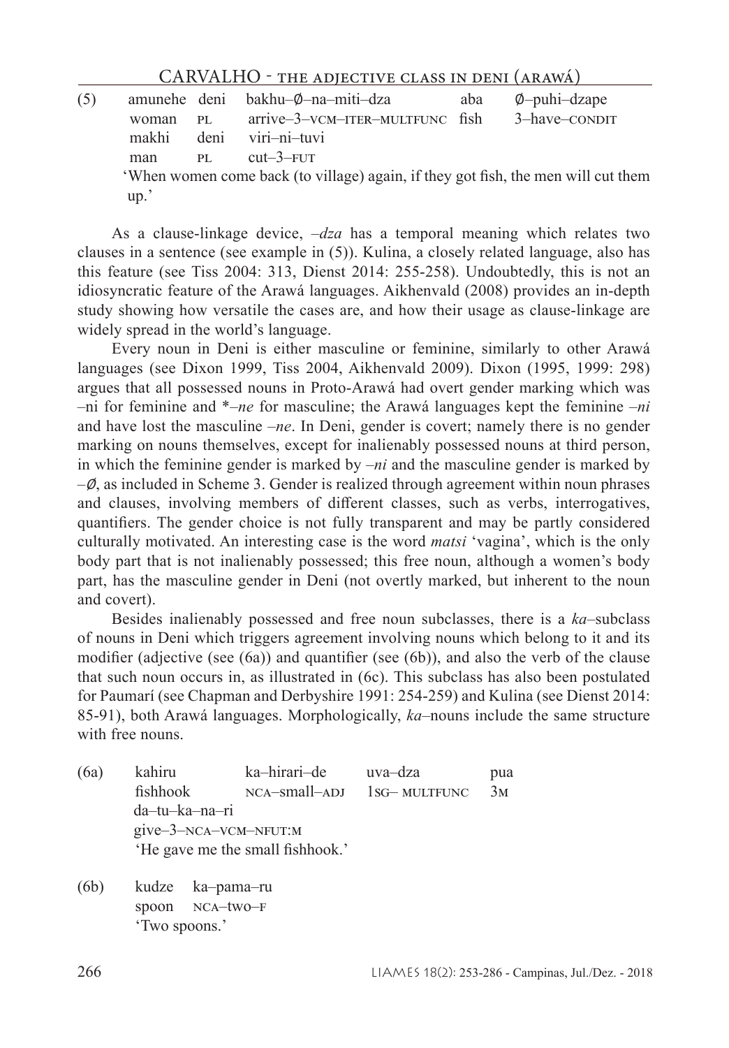(5) amunehe deni bakhu–∅–na–miti–dza aba ∅–puhi–dzape
woman PL arrive–3–VCM–ITER–MULTFUNC fish 3–have–CONDIT
makhi deni viri–ni–tuvi
man PL cut–3–FUT
'When women come back (to village) again, if they got fish, the men will cut them up.'

As a clause-linkage device, *–dza* has a temporal meaning which relates two clauses in a sentence (see example in (5)). Kulina, a closely related language, also has this feature (see Tiss 2004: 313, Dienst 2014: 255-258). Undoubtedly, this is not an idiosyncratic feature of the Arawá languages. Aikhenvald (2008) provides an in-depth study showing how versatile the cases are, and how their usage as clause-linkage are widely spread in the world's language.

Every noun in Deni is either masculine or feminine, similarly to other Arawá languages (see Dixon 1999, Tiss 2004, Aikhenvald 2009). Dixon (1995, 1999: 298) argues that all possessed nouns in Proto-Arawá had overt gender marking which was *–ni* for feminine and *\*–ne* for masculine; the Arawá languages kept the feminine *–ni* and have lost the masculine *–ne*. In Deni, gender is covert; namely there is no gender marking on nouns themselves, except for inalienably possessed nouns at third person, in which the feminine gender is marked by *–ni* and the masculine gender is marked by *–∅*, as included in Scheme 3. Gender is realized through agreement within noun phrases and clauses, involving members of different classes, such as verbs, interrogatives, quantifiers. The gender choice is not fully transparent and may be partly considered culturally motivated. An interesting case is the word *matsi* 'vagina', which is the only body part that is not inalienably possessed; this free noun, although a women's body part, has the masculine gender in Deni (not overtly marked, but inherent to the noun and covert).

Besides inalienably possessed and free noun subclasses, there is a *ka*–subclass of nouns in Deni which triggers agreement involving nouns which belong to it and its modifier (adjective (see (6a)) and quantifier (see (6b)), and also the verb of the clause that such noun occurs in, as illustrated in (6c). This subclass has also been postulated for Paumarí (see Chapman and Derbyshire 1991: 254-259) and Kulina (see Dienst 2014: 85-91), both Arawá languages. Morphologically, *ka*–nouns include the same structure with free nouns.

(6a) kahiru ka–hirari–de uva–dza pua
fishhook NCA–small–ADJ 1SG– MULTFUNC 3M
da–tu–ka–na–ri
give–3–NCA–VCM–NFUT:M
'He gave me the small fishhook.'

(6b) kudze ka–pama–ru
spoon NCA–two–F
'Two spoons.'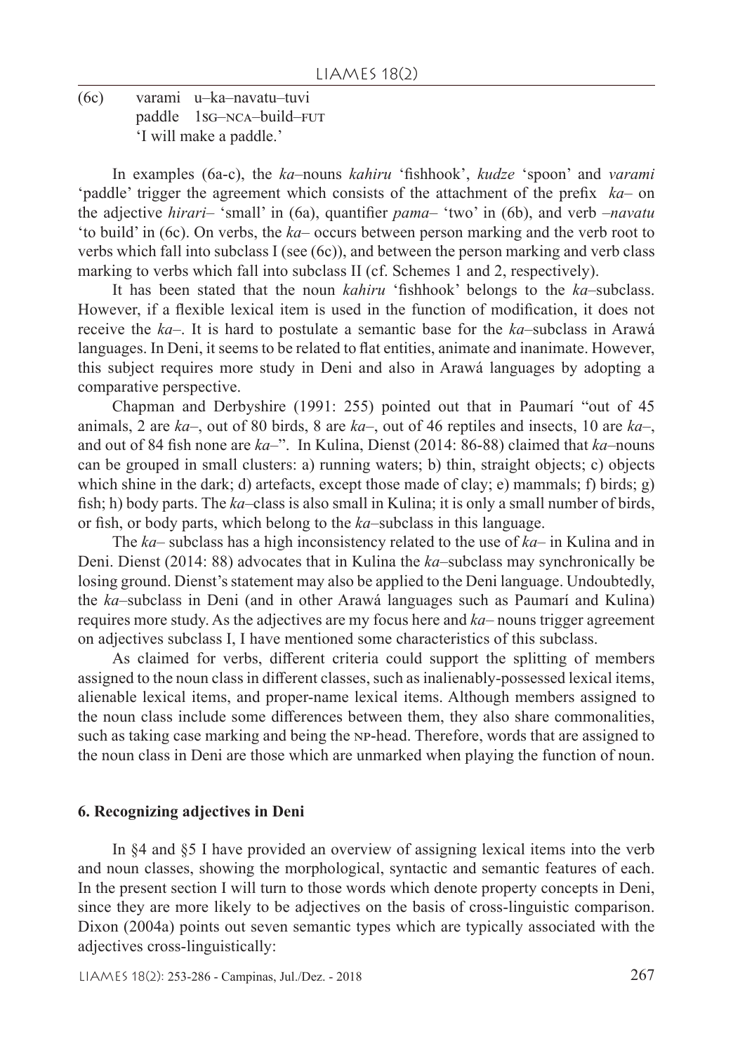(6c) varami u–ka–navatu–tuvi
paddle 1sg–nca–build–fut
'I will make a paddle.'

In examples (6a-c), the *ka*–nouns *kahiru* 'fishhook', *kudze* 'spoon' and *varami* 'paddle' trigger the agreement which consists of the attachment of the prefix *ka*– on the adjective *hirari*– 'small' in (6a), quantifier *pama*– 'two' in (6b), and verb *–navatu* 'to build' in (6c). On verbs, the *ka*– occurs between person marking and the verb root to verbs which fall into subclass I (see (6c)), and between the person marking and verb class marking to verbs which fall into subclass II (cf. Schemes 1 and 2, respectively).

It has been stated that the noun *kahiru* 'fishhook' belongs to the *ka*–subclass. However, if a flexible lexical item is used in the function of modification, it does not receive the *ka*–. It is hard to postulate a semantic base for the *ka*–subclass in Arawá languages. In Deni, it seems to be related to flat entities, animate and inanimate. However, this subject requires more study in Deni and also in Arawá languages by adopting a comparative perspective.

Chapman and Derbyshire (1991: 255) pointed out that in Paumarí "out of 45 animals, 2 are *ka*–, out of 80 birds, 8 are *ka*–, out of 46 reptiles and insects, 10 are *ka*–, and out of 84 fish none are *ka*–". In Kulina, Dienst (2014: 86-88) claimed that *ka*–nouns can be grouped in small clusters: a) running waters; b) thin, straight objects; c) objects which shine in the dark; d) artefacts, except those made of clay; e) mammals; f) birds; g) fish; h) body parts. The *ka*–class is also small in Kulina; it is only a small number of birds, or fish, or body parts, which belong to the *ka*–subclass in this language.

The *ka*– subclass has a high inconsistency related to the use of *ka*– in Kulina and in Deni. Dienst (2014: 88) advocates that in Kulina the *ka*–subclass may synchronically be losing ground. Dienst's statement may also be applied to the Deni language. Undoubtedly, the *ka*–subclass in Deni (and in other Arawá languages such as Paumarí and Kulina) requires more study. As the adjectives are my focus here and *ka*– nouns trigger agreement on adjectives subclass I, I have mentioned some characteristics of this subclass.

As claimed for verbs, different criteria could support the splitting of members assigned to the noun class in different classes, such as inalienably-possessed lexical items, alienable lexical items, and proper-name lexical items. Although members assigned to the noun class include some differences between them, they also share commonalities, such as taking case marking and being the np-head. Therefore, words that are assigned to the noun class in Deni are those which are unmarked when playing the function of noun.

## 6. Recognizing adjectives in Deni

In §4 and §5 I have provided an overview of assigning lexical items into the verb and noun classes, showing the morphological, syntactic and semantic features of each. In the present section I will turn to those words which denote property concepts in Deni, since they are more likely to be adjectives on the basis of cross-linguistic comparison. Dixon (2004a) points out seven semantic types which are typically associated with the adjectives cross-linguistically: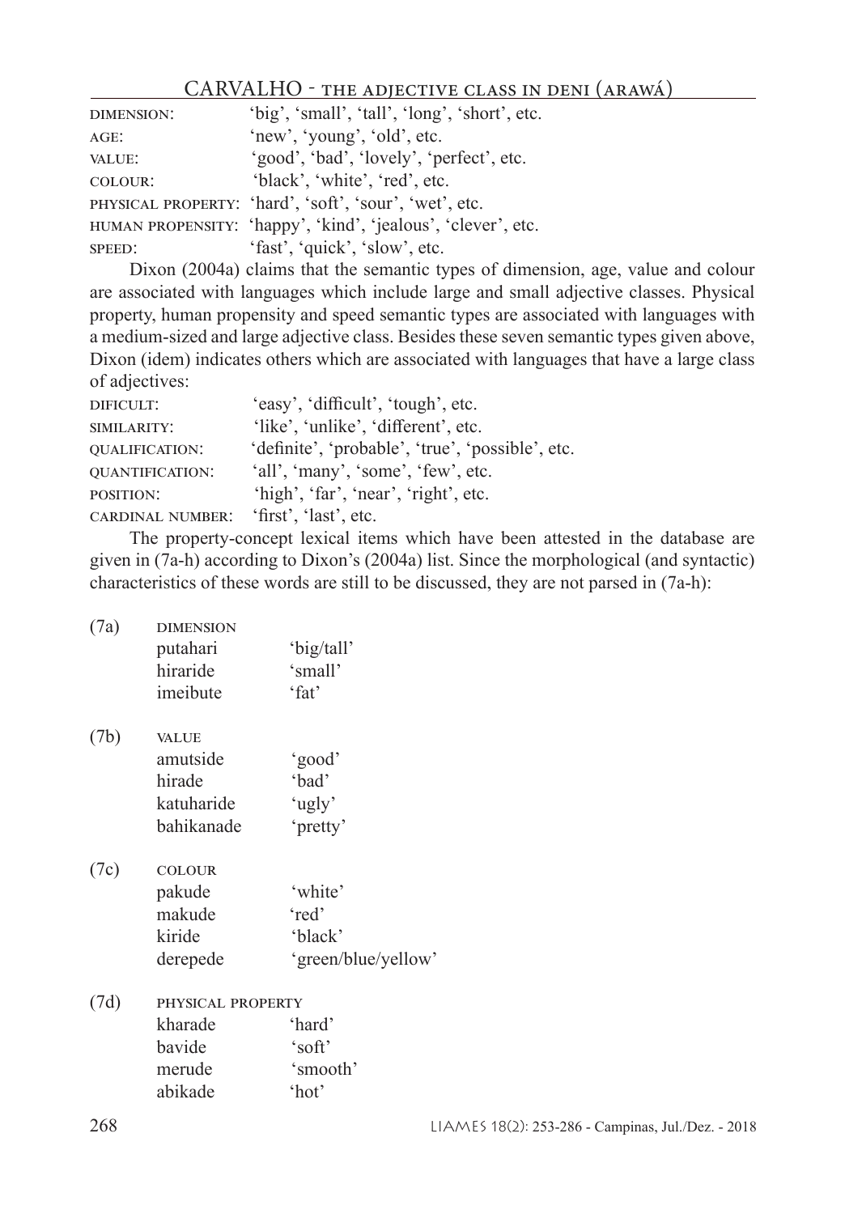| | |
|---|---|
| DIMENSION: | 'big', 'small', 'tall', 'long', 'short', etc. |
| AGE: | 'new', 'young', 'old', etc. |
| VALUE: | 'good', 'bad', 'lovely', 'perfect', etc. |
| COLOUR: | 'black', 'white', 'red', etc. |
| PHYSICAL PROPERTY: | 'hard', 'soft', 'sour', 'wet', etc. |
| HUMAN PROPENSITY: | 'happy', 'kind', 'jealous', 'clever', etc. |
| SPEED: | 'fast', 'quick', 'slow', etc. |

Dixon (2004a) claims that the semantic types of dimension, age, value and colour are associated with languages which include large and small adjective classes. Physical property, human propensity and speed semantic types are associated with languages with a medium-sized and large adjective class. Besides these seven semantic types given above, Dixon (idem) indicates others which are associated with languages that have a large class of adjectives:

| | |
|---|---|
| DIFICULT: | 'easy', 'difficult', 'tough', etc. |
| SIMILARITY: | 'like', 'unlike', 'different', etc. |
| QUALIFICATION: | 'definite', 'probable', 'true', 'possible', etc. |
| QUANTIFICATION: | 'all', 'many', 'some', 'few', etc. |
| POSITION: | 'high', 'far', 'near', 'right', etc. |
| CARDINAL NUMBER: | 'first', 'last', etc. |

The property-concept lexical items which have been attested in the database are given in (7a-h) according to Dixon's (2004a) list. Since the morphological (and syntactic) characteristics of these words are still to be discussed, they are not parsed in (7a-h):

(7a) DIMENSION

| | |
|---|---|
| putahari | 'big/tall' |
| hiraride | 'small' |
| imeibute | 'fat' |

(7b) VALUE

| | |
|---|---|
| amutside | 'good' |
| hirade | 'bad' |
| katuharide | 'ugly' |
| bahikanade | 'pretty' |

(7c) COLOUR

| | |
|---|---|
| pakude | 'white' |
| makude | 'red' |
| kiride | 'black' |
| derepede | 'green/blue/yellow' |

(7d) PHYSICAL PROPERTY

| | |
|---|---|
| kharade | 'hard' |
| bavide | 'soft' |
| merude | 'smooth' |
| abikade | 'hot' |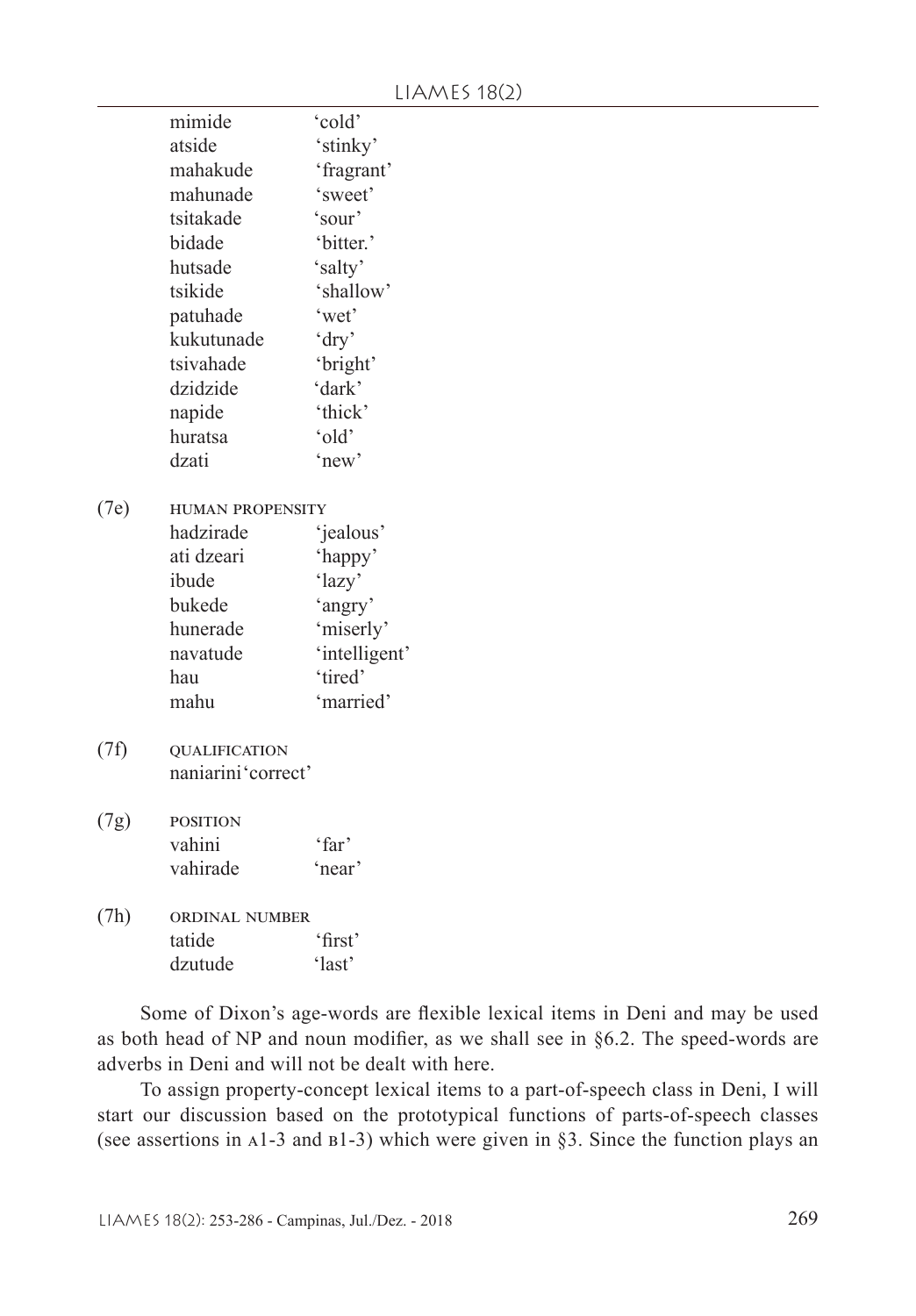| | |
|---|---|
| mimide | 'cold' |
| atside | 'stinky' |
| mahakude | 'fragrant' |
| mahunade | 'sweet' |
| tsitakade | 'sour' |
| bidade | 'bitter.' |
| hutsade | 'salty' |
| tsikide | 'shallow' |
| patuhade | 'wet' |
| kukutunade | 'dry' |
| tsivahade | 'bright' |
| dzidzide | 'dark' |
| napide | 'thick' |
| huratsa | 'old' |
| dzati | 'new' |

(7e) HUMAN PROPENSITY

| | |
|---|---|
| hadzirade | 'jealous' |
| ati dzeari | 'happy' |
| ibude | 'lazy' |
| bukede | 'angry' |
| hunerade | 'miserly' |
| navatude | 'intelligent' |
| hau | 'tired' |
| mahu | 'married' |

(7f) QUALIFICATION

naniarini 'correct'

(7g) POSITION

| | |
|---|---|
| vahini | 'far' |
| vahirade | 'near' |

(7h) ORDINAL NUMBER

| | |
|---|---|
| tatide | 'first' |
| dzutude | 'last' |

Some of Dixon's age-words are flexible lexical items in Deni and may be used as both head of NP and noun modifier, as we shall see in §6.2. The speed-words are adverbs in Deni and will not be dealt with here.

To assign property-concept lexical items to a part-of-speech class in Deni, I will start our discussion based on the prototypical functions of parts-of-speech classes (see assertions in A1-3 and B1-3) which were given in §3. Since the function plays an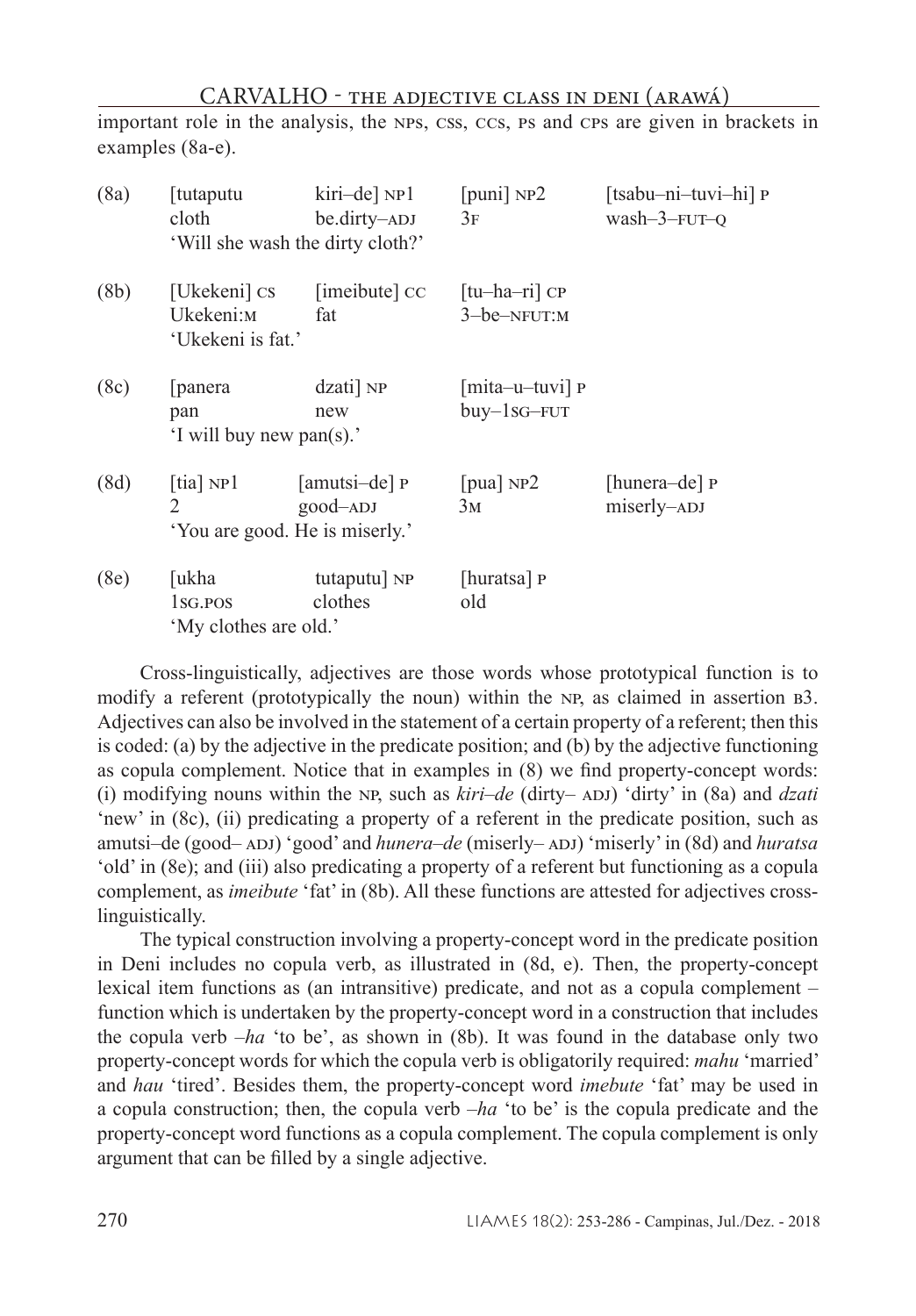important role in the analysis, the NPs, CSs, CCs, Ps and CPs are given in brackets in examples (8a-e).

| | | | | |
|---|---|---|---|---|
| (8a) | [tutaputu<br>cloth | kiri–de] NP1<br>be.dirty–ADJ | [puni] NP2<br>3F | [tsabu–ni–tuvi–hi] P<br>wash–3–FUT–Q |
| | 'Will she wash the dirty cloth?' | | | |
| (8b) | [Ukekeni] CS<br>Ukekeni:M | [imeibute] CC<br>fat | [tu–ha–ri] CP<br>3–be–NFUT:M | |
| | 'Ukekeni is fat.' | | | |
| (8c) | [panera<br>pan | dzati] NP<br>new | [mita–u–tuvi] P<br>buy–1SG–FUT | |
| | 'I will buy new pan(s).' | | | |
| (8d) | [tia] NP1<br>2 | [amutsi–de] P<br>good–ADJ | [pua] NP2<br>3M | [hunera–de] P<br>miserly–ADJ |
| | 'You are good. He is miserly.' | | | |
| (8e) | [ukha<br>1SG.POS | tutaputu] NP<br>clothes | [huratsa] P<br>old | |
| | 'My clothes are old.' | | | |

Cross-linguistically, adjectives are those words whose prototypical function is to modify a referent (prototypically the noun) within the NP, as claimed in assertion B3. Adjectives can also be involved in the statement of a certain property of a referent; then this is coded: (a) by the adjective in the predicate position; and (b) by the adjective functioning as copula complement. Notice that in examples in (8) we find property-concept words: (i) modifying nouns within the NP, such as *kiri–de* (dirty– ADJ) 'dirty' in (8a) and *dzati* 'new' in (8c), (ii) predicating a property of a referent in the predicate position, such as amutsi–de (good– ADJ) 'good' and *hunera–de* (miserly– ADJ) 'miserly' in (8d) and *huratsa* 'old' in (8e); and (iii) also predicating a property of a referent but functioning as a copula complement, as *imeibute* 'fat' in (8b). All these functions are attested for adjectives cross-linguistically.

The typical construction involving a property-concept word in the predicate position in Deni includes no copula verb, as illustrated in (8d, e). Then, the property-concept lexical item functions as (an intransitive) predicate, and not as a copula complement – function which is undertaken by the property-concept word in a construction that includes the copula verb *–ha* 'to be', as shown in (8b). It was found in the database only two property-concept words for which the copula verb is obligatorily required: *mahu* 'married' and *hau* 'tired'. Besides them, the property-concept word *imebute* 'fat' may be used in a copula construction; then, the copula verb *–ha* 'to be' is the copula predicate and the property-concept word functions as a copula complement. The copula complement is only argument that can be filled by a single adjective.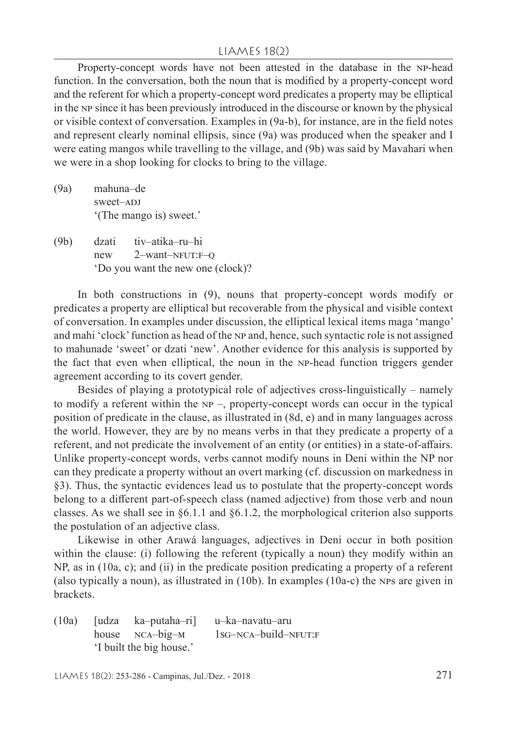Property-concept words have not been attested in the database in the NP-head function. In the conversation, both the noun that is modified by a property-concept word and the referent for which a property-concept word predicates a property may be elliptical in the NP since it has been previously introduced in the discourse or known by the physical or visible context of conversation. Examples in (9a-b), for instance, are in the field notes and represent clearly nominal ellipsis, since (9a) was produced when the speaker and I were eating mangos while travelling to the village, and (9b) was said by Mavahari when we were in a shop looking for clocks to bring to the village.

(9a) mahuna–de
sweet–ADJ
'(The mango is) sweet.'

(9b) dzati tiv–atika–ru–hi
new 2–want–NFUT:F–Q
'Do you want the new one (clock)?

In both constructions in (9), nouns that property-concept words modify or predicates a property are elliptical but recoverable from the physical and visible context of conversation. In examples under discussion, the elliptical lexical items maga 'mango' and mahi 'clock' function as head of the NP and, hence, such syntactic role is not assigned to mahunade 'sweet' or dzati 'new'. Another evidence for this analysis is supported by the fact that even when elliptical, the noun in the NP-head function triggers gender agreement according to its covert gender.

Besides of playing a prototypical role of adjectives cross-linguistically – namely to modify a referent within the NP –, property-concept words can occur in the typical position of predicate in the clause, as illustrated in (8d, e) and in many languages across the world. However, they are by no means verbs in that they predicate a property of a referent, and not predicate the involvement of an entity (or entities) in a state-of-affairs. Unlike property-concept words, verbs cannot modify nouns in Deni within the NP nor can they predicate a property without an overt marking (cf. discussion on markedness in §3). Thus, the syntactic evidences lead us to postulate that the property-concept words belong to a different part-of-speech class (named adjective) from those verb and noun classes. As we shall see in §6.1.1 and §6.1.2, the morphological criterion also supports the postulation of an adjective class.

Likewise in other Arawá languages, adjectives in Deni occur in both position within the clause: (i) following the referent (typically a noun) they modify within an NP, as in (10a, c); and (ii) in the predicate position predicating a property of a referent (also typically a noun), as illustrated in (10b). In examples (10a-c) the NPs are given in brackets.

(10a) [udza ka–putaha–ri] u–ka–navatu–aru
house NCA–big–M 1SG–NCA–build–NFUT:F
'I built the big house.'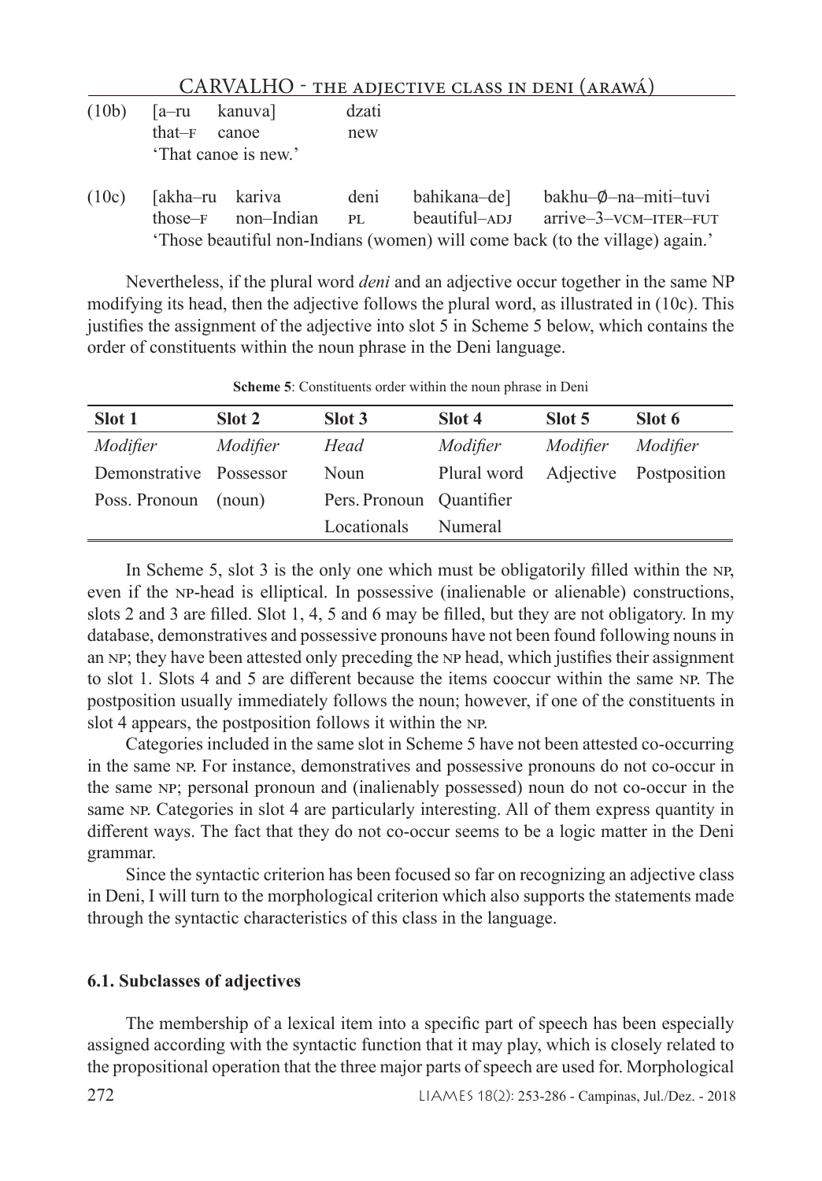(10b) [a–ru kanuva] dzati
that–F canoe new
'That canoe is new.'

(10c) [akha–ru kariva deni bahikana–de] bakhu–∅–na–miti–tuvi
those–F non–Indian PL beautiful–ADJ arrive–3–VCM–ITER–FUT
'Those beautiful non-Indians (women) will come back (to the village) again.'

Nevertheless, if the plural word *deni* and an adjective occur together in the same NP modifying its head, then the adjective follows the plural word, as illustrated in (10c). This justifies the assignment of the adjective into slot 5 in Scheme 5 below, which contains the order of constituents within the noun phrase in the Deni language.

**Scheme 5**: Constituents order within the noun phrase in Deni

| Slot 1 | Slot 2 | Slot 3 | Slot 4 | Slot 5 | Slot 6 |
|---|---|---|---|---|---|
| *Modifier* | *Modifier* | *Head* | *Modifier* | *Modifier* | *Modifier* |
| Demonstrative | Possessor | Noun | Plural word | Adjective | Postposition |
| Poss. Pronoun | (noun) | Pers. Pronoun | Quantifier | | |
| | | Locationals | Numeral | | |

In Scheme 5, slot 3 is the only one which must be obligatorily filled within the NP, even if the NP-head is elliptical. In possessive (inalienable or alienable) constructions, slots 2 and 3 are filled. Slot 1, 4, 5 and 6 may be filled, but they are not obligatory. In my database, demonstratives and possessive pronouns have not been found following nouns in an NP; they have been attested only preceding the NP head, which justifies their assignment to slot 1. Slots 4 and 5 are different because the items cooccur within the same NP. The postposition usually immediately follows the noun; however, if one of the constituents in slot 4 appears, the postposition follows it within the NP.

Categories included in the same slot in Scheme 5 have not been attested co-occurring in the same NP. For instance, demonstratives and possessive pronouns do not co-occur in the same NP; personal pronoun and (inalienably possessed) noun do not co-occur in the same NP. Categories in slot 4 are particularly interesting. All of them express quantity in different ways. The fact that they do not co-occur seems to be a logic matter in the Deni grammar.

Since the syntactic criterion has been focused so far on recognizing an adjective class in Deni, I will turn to the morphological criterion which also supports the statements made through the syntactic characteristics of this class in the language.

### 6.1. Subclasses of adjectives

The membership of a lexical item into a specific part of speech has been especially assigned according with the syntactic function that it may play, which is closely related to the propositional operation that the three major parts of speech are used for. Morphological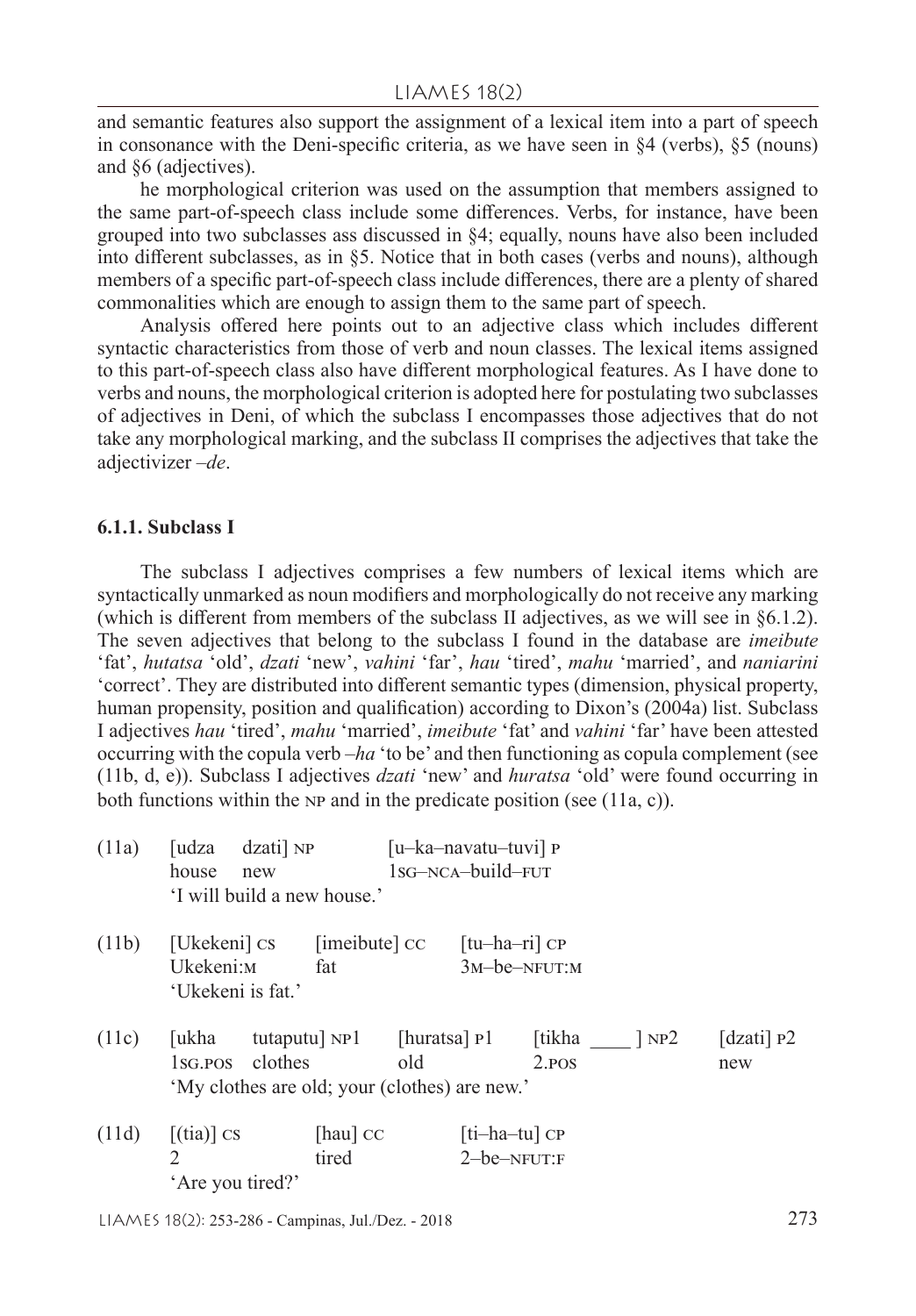and semantic features also support the assignment of a lexical item into a part of speech in consonance with the Deni-specific criteria, as we have seen in §4 (verbs), §5 (nouns) and §6 (adjectives).

he morphological criterion was used on the assumption that members assigned to the same part-of-speech class include some differences. Verbs, for instance, have been grouped into two subclasses ass discussed in §4; equally, nouns have also been included into different subclasses, as in §5. Notice that in both cases (verbs and nouns), although members of a specific part-of-speech class include differences, there are a plenty of shared commonalities which are enough to assign them to the same part of speech.

Analysis offered here points out to an adjective class which includes different syntactic characteristics from those of verb and noun classes. The lexical items assigned to this part-of-speech class also have different morphological features. As I have done to verbs and nouns, the morphological criterion is adopted here for postulating two subclasses of adjectives in Deni, of which the subclass I encompasses those adjectives that do not take any morphological marking, and the subclass II comprises the adjectives that take the adjectivizer *–de*.

### 6.1.1. Subclass I

The subclass I adjectives comprises a few numbers of lexical items which are syntactically unmarked as noun modifiers and morphologically do not receive any marking (which is different from members of the subclass II adjectives, as we will see in §6.1.2). The seven adjectives that belong to the subclass I found in the database are *imeibute* 'fat', *hutatsa* 'old', *dzati* 'new', *vahini* 'far', *hau* 'tired', *mahu* 'married', and *naniarini* 'correct'. They are distributed into different semantic types (dimension, physical property, human propensity, position and qualification) according to Dixon's (2004a) list. Subclass I adjectives *hau* 'tired', *mahu* 'married', *imeibute* 'fat' and *vahini* 'far' have been attested occurring with the copula verb *–ha* 'to be' and then functioning as copula complement (see (11b, d, e)). Subclass I adjectives *dzati* 'new' and *huratsa* 'old' were found occurring in both functions within the NP and in the predicate position (see (11a, c)).

(11a) [udza dzati] NP [u–ka–navatu–tuvi] P
house new 1SG–NCA–build–FUT
'I will build a new house.'

(11b) [Ukekeni] CS [imeibute] CC [tu–ha–ri] CP
Ukekeni:M fat 3M–be–NFUT:M
'Ukekeni is fat.'

(11c) [ukha tutaputu] NP1 [huratsa] P1 [tikha ____ ] NP2 [dzati] P2
1SG.POS clothes old 2.POS new
'My clothes are old; your (clothes) are new.'

(11d) [(tia)] CS [hau] CC [ti–ha–tu] CP
2 tired 2–be–NFUT:F
'Are you tired?'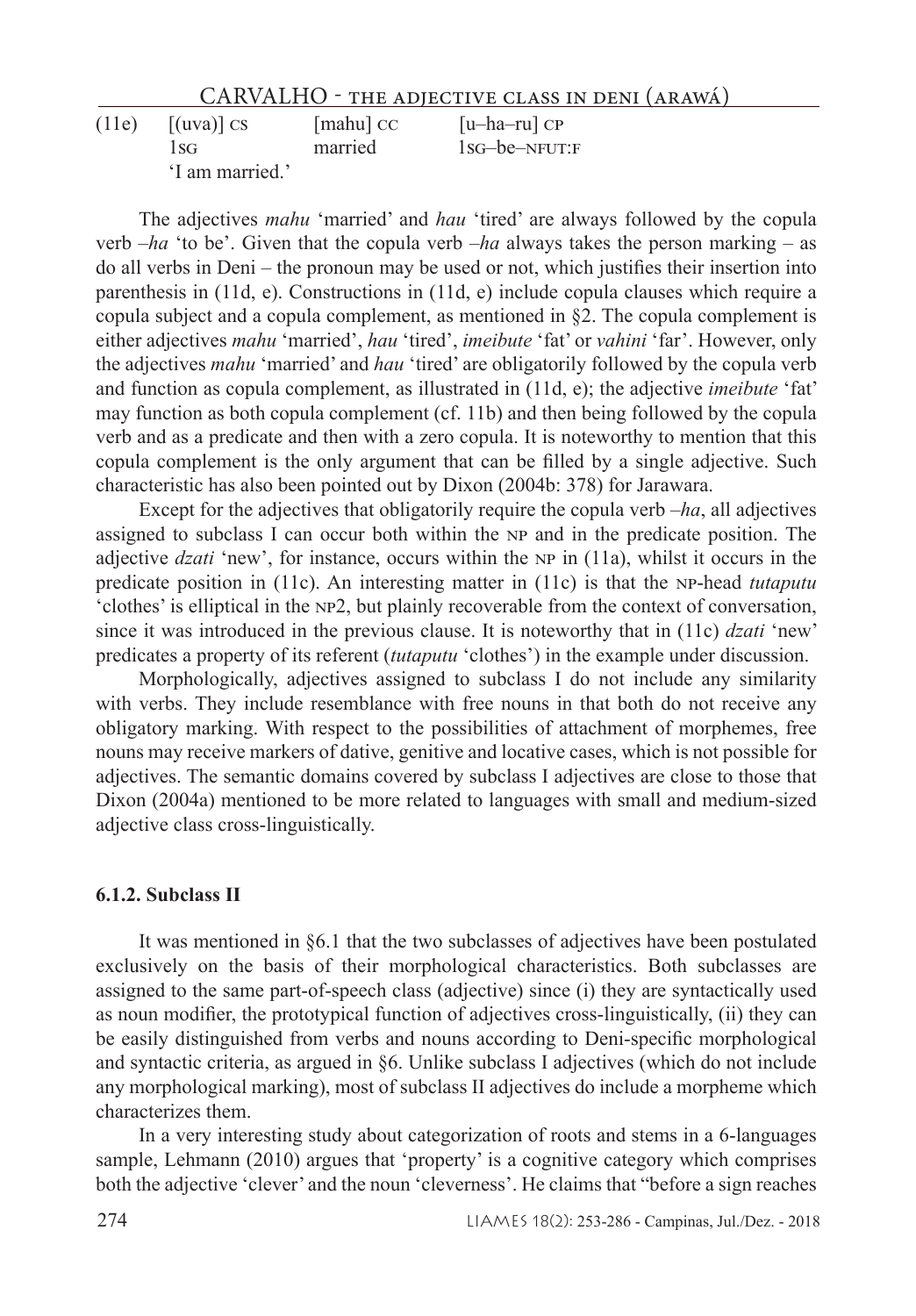(11e) [(uva)] CS [mahu] CC [u–ha–ru] CP
1SG married 1SG–be–NFUT:F
'I am married.'

The adjectives *mahu* 'married' and *hau* 'tired' are always followed by the copula verb *–ha* 'to be'. Given that the copula verb *–ha* always takes the person marking – as do all verbs in Deni – the pronoun may be used or not, which justifies their insertion into parenthesis in (11d, e). Constructions in (11d, e) include copula clauses which require a copula subject and a copula complement, as mentioned in §2. The copula complement is either adjectives *mahu* 'married', *hau* 'tired', *imeibute* 'fat' or *vahini* 'far'. However, only the adjectives *mahu* 'married' and *hau* 'tired' are obligatorily followed by the copula verb and function as copula complement, as illustrated in (11d, e); the adjective *imeibute* 'fat' may function as both copula complement (cf. 11b) and then being followed by the copula verb and as a predicate and then with a zero copula. It is noteworthy to mention that this copula complement is the only argument that can be filled by a single adjective. Such characteristic has also been pointed out by Dixon (2004b: 378) for Jarawara.

Except for the adjectives that obligatorily require the copula verb *–ha*, all adjectives assigned to subclass I can occur both within the NP and in the predicate position. The adjective *dzati* 'new', for instance, occurs within the NP in (11a), whilst it occurs in the predicate position in (11c). An interesting matter in (11c) is that the NP-head *tutaputu* 'clothes' is elliptical in the NP2, but plainly recoverable from the context of conversation, since it was introduced in the previous clause. It is noteworthy that in (11c) *dzati* 'new' predicates a property of its referent (*tutaputu* 'clothes') in the example under discussion.

Morphologically, adjectives assigned to subclass I do not include any similarity with verbs. They include resemblance with free nouns in that both do not receive any obligatory marking. With respect to the possibilities of attachment of morphemes, free nouns may receive markers of dative, genitive and locative cases, which is not possible for adjectives. The semantic domains covered by subclass I adjectives are close to those that Dixon (2004a) mentioned to be more related to languages with small and medium-sized adjective class cross-linguistically.

### 6.1.2. Subclass II

It was mentioned in §6.1 that the two subclasses of adjectives have been postulated exclusively on the basis of their morphological characteristics. Both subclasses are assigned to the same part-of-speech class (adjective) since (i) they are syntactically used as noun modifier, the prototypical function of adjectives cross-linguistically, (ii) they can be easily distinguished from verbs and nouns according to Deni-specific morphological and syntactic criteria, as argued in §6. Unlike subclass I adjectives (which do not include any morphological marking), most of subclass II adjectives do include a morpheme which characterizes them.

In a very interesting study about categorization of roots and stems in a 6-languages sample, Lehmann (2010) argues that 'property' is a cognitive category which comprises both the adjective 'clever' and the noun 'cleverness'. He claims that "before a sign reaches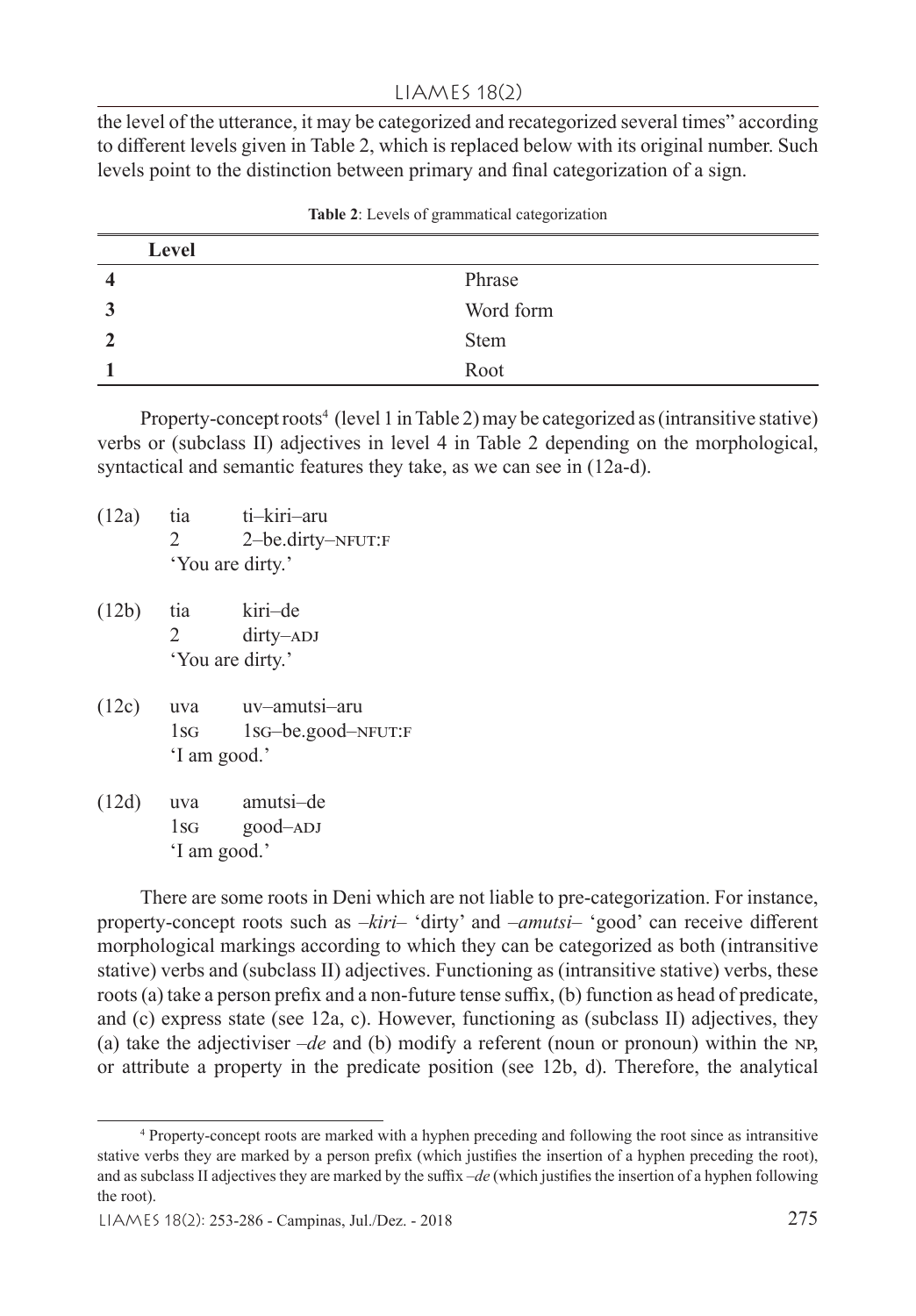the level of the utterance, it may be categorized and recategorized several times" according to different levels given in Table 2, which is replaced below with its original number. Such levels point to the distinction between primary and final categorization of a sign.

**Table 2**: Levels of grammatical categorization

| Level | |
|---|---|
| **4** | Phrase |
| **3** | Word form |
| **2** | Stem |
| **1** | Root |

Property-concept roots[4] (level 1 in Table 2) may be categorized as (intransitive stative) verbs or (subclass II) adjectives in level 4 in Table 2 depending on the morphological, syntactical and semantic features they take, as we can see in (12a-d).

(12a) tia ti–kiri–aru
2 2–be.dirty–NFUT:F
'You are dirty.'

(12b) tia kiri–de
2 dirty–ADJ
'You are dirty.'

(12c) uva uv–amutsi–aru
1SG 1SG–be.good–NFUT:F
'I am good.'

(12d) uva amutsi–de
1SG good–ADJ
'I am good.'

There are some roots in Deni which are not liable to pre-categorization. For instance, property-concept roots such as *–kiri–* 'dirty' and *–amutsi–* 'good' can receive different morphological markings according to which they can be categorized as both (intransitive stative) verbs and (subclass II) adjectives. Functioning as (intransitive stative) verbs, these roots (a) take a person prefix and a non-future tense suffix, (b) function as head of predicate, and (c) express state (see 12a, c). However, functioning as (subclass II) adjectives, they (a) take the adjectiviser *–de* and (b) modify a referent (noun or pronoun) within the NP, or attribute a property in the predicate position (see 12b, d). Therefore, the analytical

[4] Property-concept roots are marked with a hyphen preceding and following the root since as intransitive stative verbs they are marked by a person prefix (which justifies the insertion of a hyphen preceding the root), and as subclass II adjectives they are marked by the suffix *–de* (which justifies the insertion of a hyphen following the root).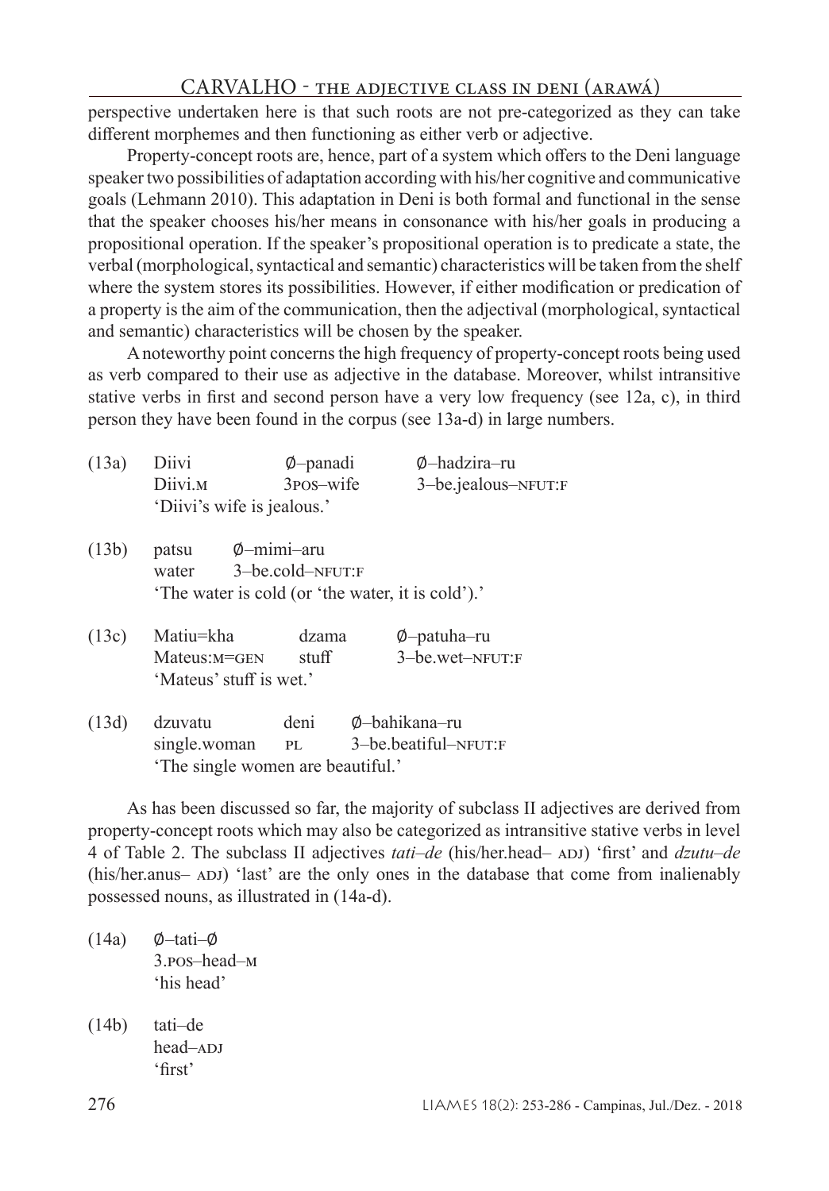perspective undertaken here is that such roots are not pre-categorized as they can take different morphemes and then functioning as either verb or adjective.

Property-concept roots are, hence, part of a system which offers to the Deni language speaker two possibilities of adaptation according with his/her cognitive and communicative goals (Lehmann 2010). This adaptation in Deni is both formal and functional in the sense that the speaker chooses his/her means in consonance with his/her goals in producing a propositional operation. If the speaker's propositional operation is to predicate a state, the verbal (morphological, syntactical and semantic) characteristics will be taken from the shelf where the system stores its possibilities. However, if either modification or predication of a property is the aim of the communication, then the adjectival (morphological, syntactical and semantic) characteristics will be chosen by the speaker.

A noteworthy point concerns the high frequency of property-concept roots being used as verb compared to their use as adjective in the database. Moreover, whilst intransitive stative verbs in first and second person have a very low frequency (see 12a, c), in third person they have been found in the corpus (see 13a-d) in large numbers.

(13a) Diivi Ø–panadi Ø–hadzira–ru
Diivi.M 3POS–wife 3–be.jealous–NFUT:F
'Diivi's wife is jealous.'

(13b) patsu Ø–mimi–aru
water 3–be.cold–NFUT:F
'The water is cold (or 'the water, it is cold').'

(13c) Matiu=kha dzama Ø–patuha–ru
Mateus:M=GEN stuff 3–be.wet–NFUT:F
'Mateus' stuff is wet.'

(13d) dzuvatu deni Ø–bahikana–ru
single.woman PL 3–be.beatiful–NFUT:F
'The single women are beautiful.'

As has been discussed so far, the majority of subclass II adjectives are derived from property-concept roots which may also be categorized as intransitive stative verbs in level 4 of Table 2. The subclass II adjectives *tati–de* (his/her.head– ADJ) 'first' and *dzutu–de* (his/her.anus– ADJ) 'last' are the only ones in the database that come from inalienably possessed nouns, as illustrated in (14a-d).

(14a) Ø–tati–Ø
3.POS–head–M
'his head'

(14b) tati–de
head–ADJ
'first'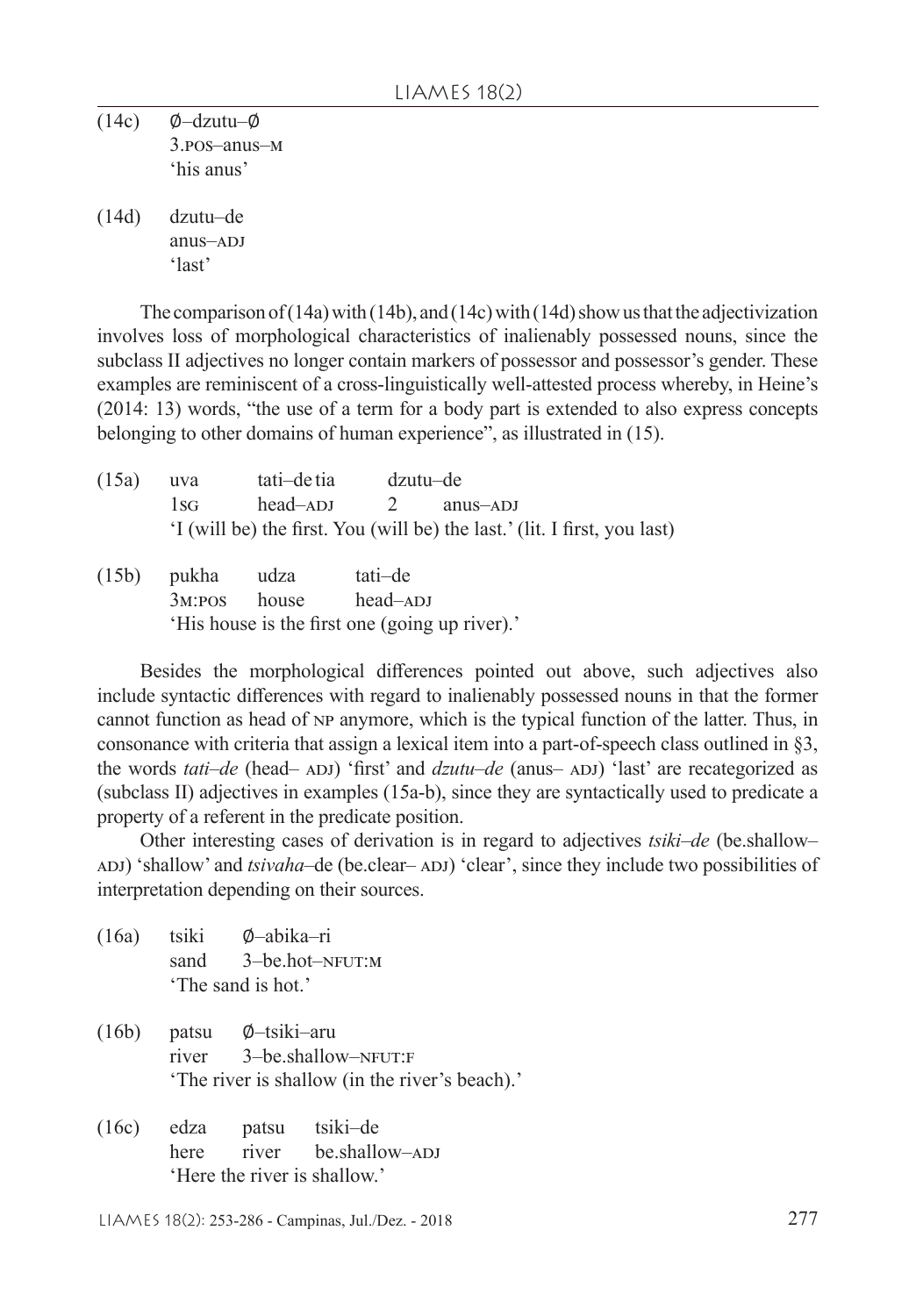(14c) Ø–dzutu–Ø
3.POS–anus–M
'his anus'

(14d) dzutu–de
anus–ADJ
'last'

The comparison of (14a) with (14b), and (14c) with (14d) show us that the adjectivization involves loss of morphological characteristics of inalienably possessed nouns, since the subclass II adjectives no longer contain markers of possessor and possessor's gender. These examples are reminiscent of a cross-linguistically well-attested process whereby, in Heine's (2014: 13) words, "the use of a term for a body part is extended to also express concepts belonging to other domains of human experience", as illustrated in (15).

(15a) uva tati–de tia dzutu–de
1SG head–ADJ 2 anus–ADJ
'I (will be) the first. You (will be) the last.' (lit. I first, you last)

(15b) pukha udza tati–de
3M:POS house head–ADJ
'His house is the first one (going up river).'

Besides the morphological differences pointed out above, such adjectives also include syntactic differences with regard to inalienably possessed nouns in that the former cannot function as head of NP anymore, which is the typical function of the latter. Thus, in consonance with criteria that assign a lexical item into a part-of-speech class outlined in §3, the words *tati–de* (head– ADJ) 'first' and *dzutu–de* (anus– ADJ) 'last' are recategorized as (subclass II) adjectives in examples (15a-b), since they are syntactically used to predicate a property of a referent in the predicate position.

Other interesting cases of derivation is in regard to adjectives *tsiki–de* (be.shallow– ADJ) 'shallow' and *tsivaha*–de (be.clear– ADJ) 'clear', since they include two possibilities of interpretation depending on their sources.

(16a) tsiki Ø–abika–ri
sand 3–be.hot–NFUT:M
'The sand is hot.'

(16b) patsu Ø–tsiki–aru
river 3–be.shallow–NFUT:F
'The river is shallow (in the river's beach).'

(16c) edza patsu tsiki–de
here river be.shallow–ADJ
'Here the river is shallow.'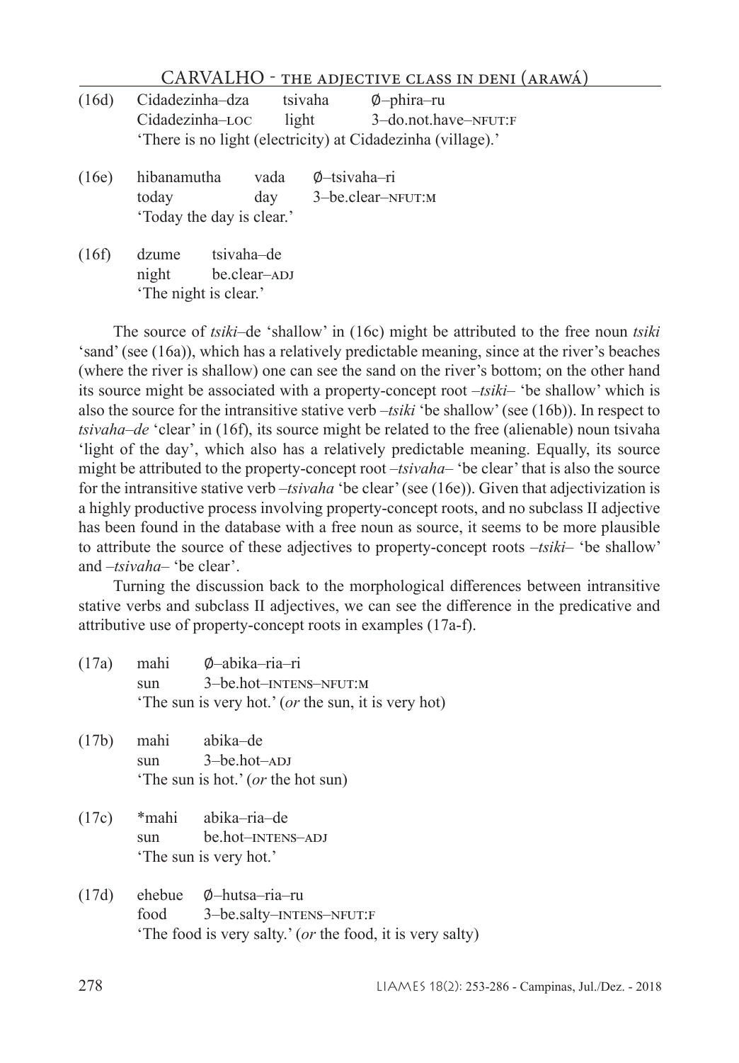(16d) Cidadezinha–dza tsivaha ∅–phira–ru
Cidadezinha–LOC light 3–do.not.have–NFUT:F
'There is no light (electricity) at Cidadezinha (village).'

(16e) hibanamutha vada ∅–tsivaha–ri
today day 3–be.clear–NFUT:M
'Today the day is clear.'

(16f) dzume tsivaha–de
night be.clear–ADJ
'The night is clear.'

The source of *tsiki*–de 'shallow' in (16c) might be attributed to the free noun *tsiki* 'sand' (see (16a)), which has a relatively predictable meaning, since at the river's beaches (where the river is shallow) one can see the sand on the river's bottom; on the other hand its source might be associated with a property-concept root *–tsiki–* 'be shallow' which is also the source for the intransitive stative verb *–tsiki* 'be shallow' (see (16b)). In respect to *tsivaha–de* 'clear' in (16f), its source might be related to the free (alienable) noun tsivaha 'light of the day', which also has a relatively predictable meaning. Equally, its source might be attributed to the property-concept root *–tsivaha–* 'be clear' that is also the source for the intransitive stative verb *–tsivaha* 'be clear' (see (16e)). Given that adjectivization is a highly productive process involving property-concept roots, and no subclass II adjective has been found in the database with a free noun as source, it seems to be more plausible to attribute the source of these adjectives to property-concept roots *–tsiki–* 'be shallow' and *–tsivaha–* 'be clear'.

Turning the discussion back to the morphological differences between intransitive stative verbs and subclass II adjectives, we can see the difference in the predicative and attributive use of property-concept roots in examples (17a-f).

(17a) mahi ∅–abika–ria–ri
sun 3–be.hot–INTENS–NFUT:M
'The sun is very hot.' (*or* the sun, it is very hot)

(17b) mahi abika–de
sun 3–be.hot–ADJ
'The sun is hot.' (*or* the hot sun)

(17c) *mahi abika–ria–de
sun be.hot–INTENS–ADJ
'The sun is very hot.'

(17d) ehebue ∅–hutsa–ria–ru
food 3–be.salty–INTENS–NFUT:F
'The food is very salty.' (*or* the food, it is very salty)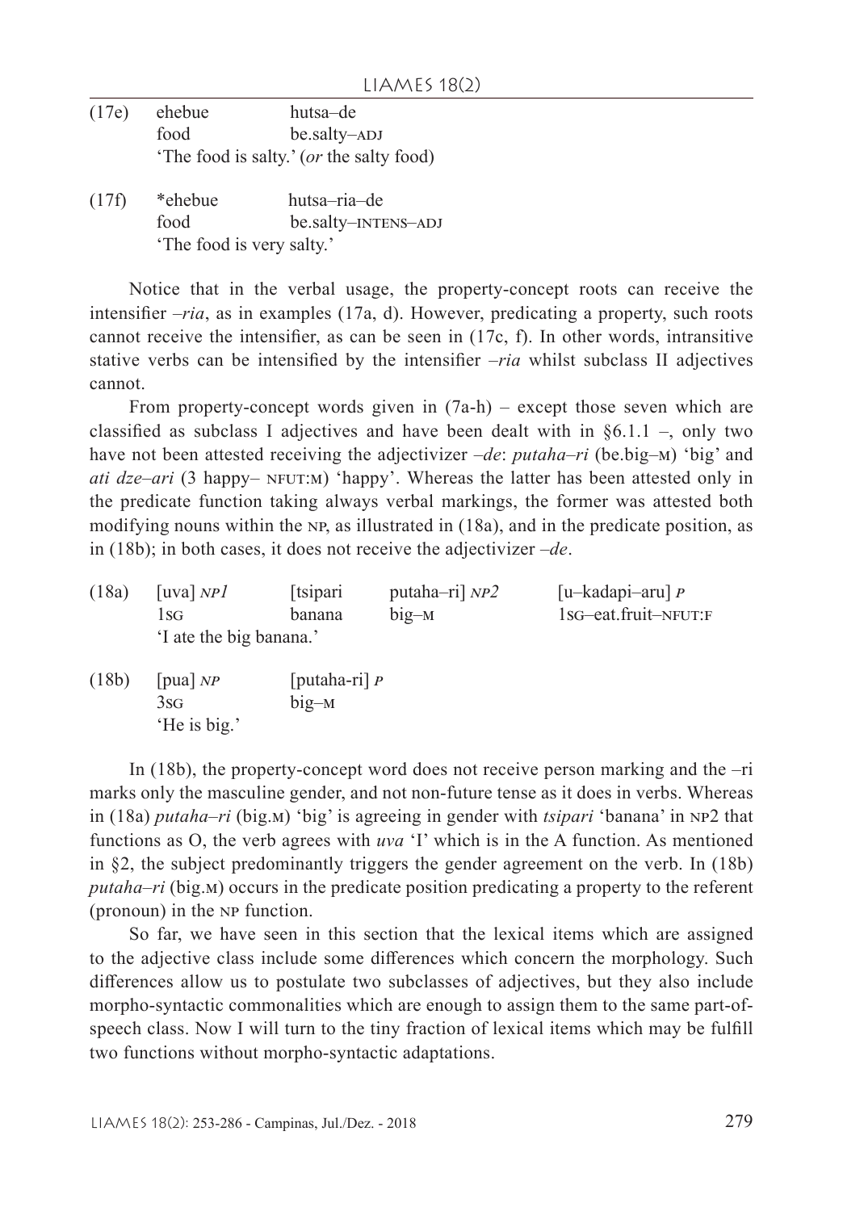| (17e) | ehebue | hutsa–de |
|---|---|---|
| | food | be.salty–ADJ |
| | 'The food is salty.' (*or* the salty food) | |

| (17f) | *ehebue | hutsa–ria–de |
|---|---|---|
| | food | be.salty–INTENS–ADJ |
| | 'The food is very salty.' | |

Notice that in the verbal usage, the property-concept roots can receive the intensifier *–ria*, as in examples (17a, d). However, predicating a property, such roots cannot receive the intensifier, as can be seen in (17c, f). In other words, intransitive stative verbs can be intensified by the intensifier *–ria* whilst subclass II adjectives cannot.

From property-concept words given in (7a-h) – except those seven which are classified as subclass I adjectives and have been dealt with in §6.1.1 –, only two have not been attested receiving the adjectivizer *–de*: *putaha–ri* (be.big–M) 'big' and *ati dze–ari* (3 happy– NFUT:M) 'happy'. Whereas the latter has been attested only in the predicate function taking always verbal markings, the former was attested both modifying nouns within the NP, as illustrated in (18a), and in the predicate position, as in (18b); in both cases, it does not receive the adjectivizer *–de*.

| (18a) | [uva] *NP1* | [tsipari | putaha–ri] *NP2* | [u–kadapi–aru] *P* |
|---|---|---|---|---|
| | 1SG | banana | big–M | 1SG–eat.fruit–NFUT:F |
| | 'I ate the big banana.' | | | |

| (18b) | [pua] *NP* | [putaha-ri] *P* |
|---|---|---|
| | 3SG | big–M |
| | 'He is big.' | |

In (18b), the property-concept word does not receive person marking and the –ri marks only the masculine gender, and not non-future tense as it does in verbs. Whereas in (18a) *putaha–ri* (big.M) 'big' is agreeing in gender with *tsipari* 'banana' in NP2 that functions as O, the verb agrees with *uva* 'I' which is in the A function. As mentioned in §2, the subject predominantly triggers the gender agreement on the verb. In (18b) *putaha–ri* (big.M) occurs in the predicate position predicating a property to the referent (pronoun) in the NP function.

So far, we have seen in this section that the lexical items which are assigned to the adjective class include some differences which concern the morphology. Such differences allow us to postulate two subclasses of adjectives, but they also include morpho-syntactic commonalities which are enough to assign them to the same part-of-speech class. Now I will turn to the tiny fraction of lexical items which may be fulfill two functions without morpho-syntactic adaptations.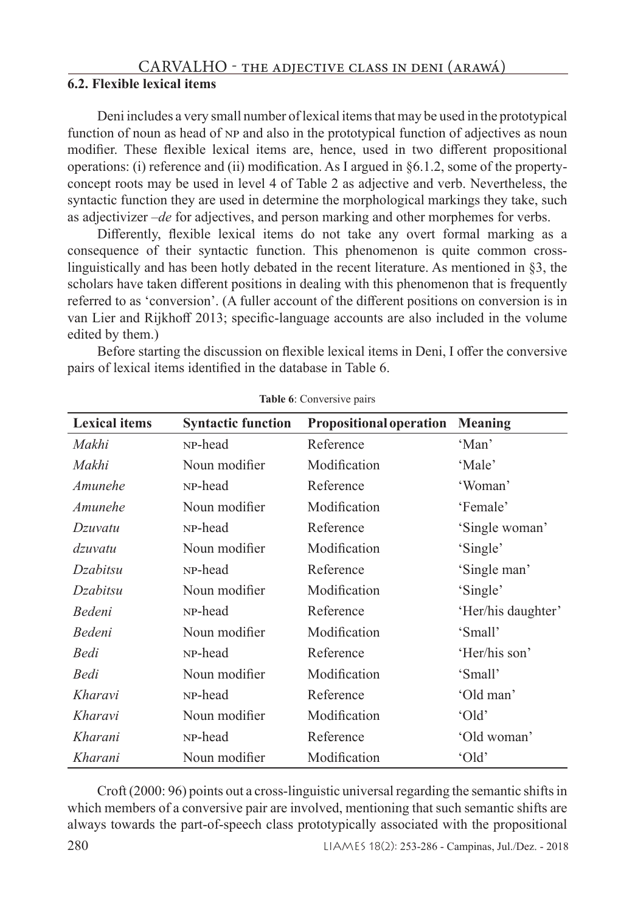### 6.2. Flexible lexical items

Deni includes a very small number of lexical items that may be used in the prototypical function of noun as head of NP and also in the prototypical function of adjectives as noun modifier. These flexible lexical items are, hence, used in two different propositional operations: (i) reference and (ii) modification. As I argued in §6.1.2, some of the property-concept roots may be used in level 4 of Table 2 as adjective and verb. Nevertheless, the syntactic function they are used in determine the morphological markings they take, such as adjectivizer *–de* for adjectives, and person marking and other morphemes for verbs.

Differently, flexible lexical items do not take any overt formal marking as a consequence of their syntactic function. This phenomenon is quite common cross-linguistically and has been hotly debated in the recent literature. As mentioned in §3, the scholars have taken different positions in dealing with this phenomenon that is frequently referred to as 'conversion'. (A fuller account of the different positions on conversion is in van Lier and Rijkhoff 2013; specific-language accounts are also included in the volume edited by them.)

Before starting the discussion on flexible lexical items in Deni, I offer the conversive pairs of lexical items identified in the database in Table 6.

**Table 6**: Conversive pairs

| Lexical items | Syntactic function | Propositional operation | Meaning |
|---|---|---|---|
| *Makhi* | NP-head | Reference | 'Man' |
| *Makhi* | Noun modifier | Modification | 'Male' |
| *Amunehe* | NP-head | Reference | 'Woman' |
| *Amunehe* | Noun modifier | Modification | 'Female' |
| *Dzuvatu* | NP-head | Reference | 'Single woman' |
| *dzuvatu* | Noun modifier | Modification | 'Single' |
| *Dzabitsu* | NP-head | Reference | 'Single man' |
| *Dzabitsu* | Noun modifier | Modification | 'Single' |
| *Bedeni* | NP-head | Reference | 'Her/his daughter' |
| *Bedeni* | Noun modifier | Modification | 'Small' |
| *Bedi* | NP-head | Reference | 'Her/his son' |
| *Bedi* | Noun modifier | Modification | 'Small' |
| *Kharavi* | NP-head | Reference | 'Old man' |
| *Kharavi* | Noun modifier | Modification | 'Old' |
| *Kharani* | NP-head | Reference | 'Old woman' |
| *Kharani* | Noun modifier | Modification | 'Old' |

Croft (2000: 96) points out a cross-linguistic universal regarding the semantic shifts in which members of a conversive pair are involved, mentioning that such semantic shifts are always towards the part-of-speech class prototypically associated with the propositional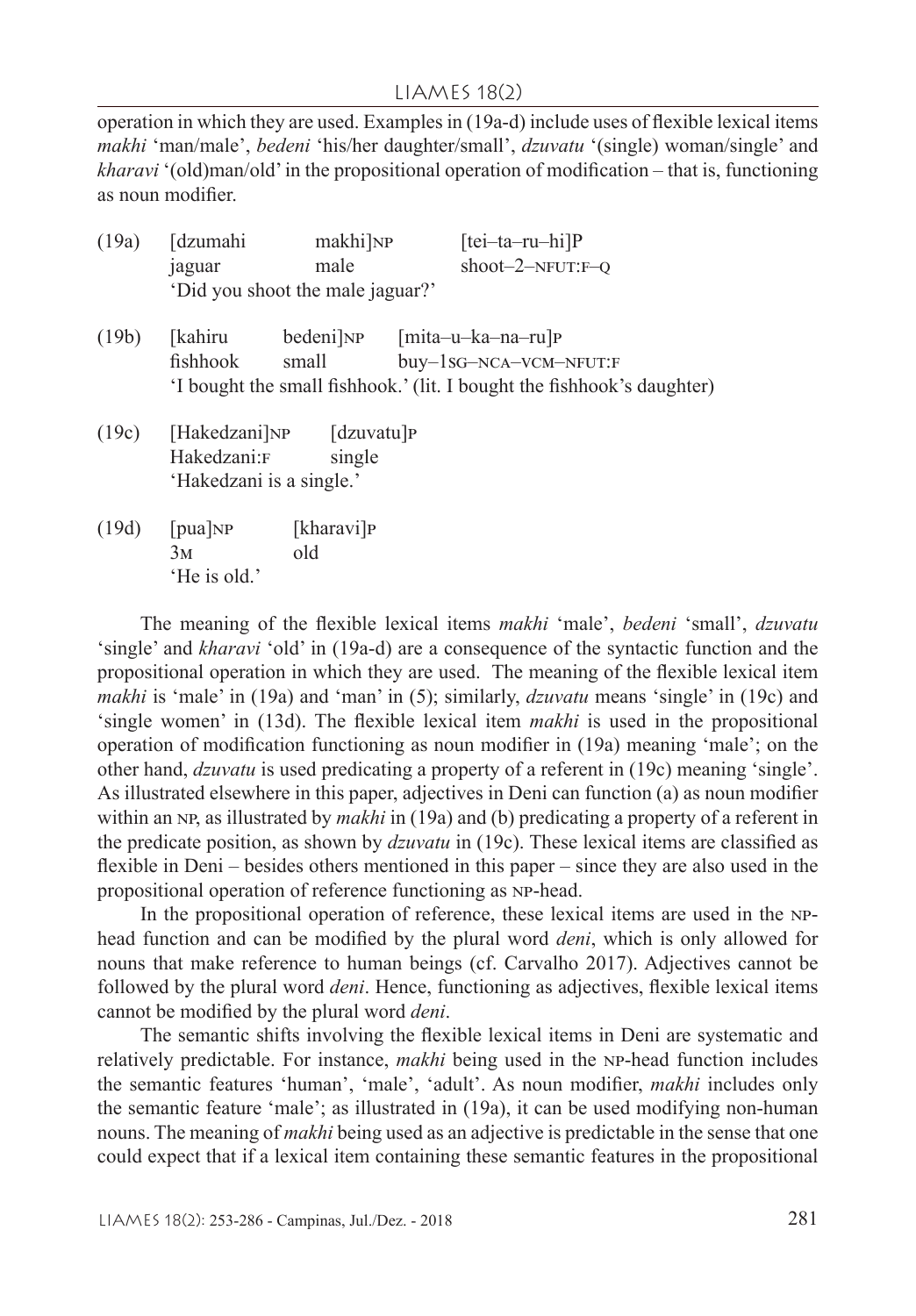operation in which they are used. Examples in (19a-d) include uses of flexible lexical items *makhi* 'man/male', *bedeni* 'his/her daughter/small', *dzuvatu* '(single) woman/single' and *kharavi* '(old)man/old' in the propositional operation of modification – that is, functioning as noun modifier.

(19a) [dzumahi makhi]NP [tei–ta–ru–hi]P
jaguar male shoot–2–NFUT:F–Q
'Did you shoot the male jaguar?'

(19b) [kahiru bedeni]NP [mita–u–ka–na–ru]P
fishhook small buy–1SG–NCA–VCM–NFUT:F
'I bought the small fishhook.' (lit. I bought the fishhook's daughter)

(19c) [Hakedzani]NP [dzuvatu]P
Hakedzani:F single
'Hakedzani is a single.'

(19d) [pua]NP [kharavi]P
3M old
'He is old.'

The meaning of the flexible lexical items *makhi* 'male', *bedeni* 'small', *dzuvatu* 'single' and *kharavi* 'old' in (19a-d) are a consequence of the syntactic function and the propositional operation in which they are used. The meaning of the flexible lexical item *makhi* is 'male' in (19a) and 'man' in (5); similarly, *dzuvatu* means 'single' in (19c) and 'single women' in (13d). The flexible lexical item *makhi* is used in the propositional operation of modification functioning as noun modifier in (19a) meaning 'male'; on the other hand, *dzuvatu* is used predicating a property of a referent in (19c) meaning 'single'. As illustrated elsewhere in this paper, adjectives in Deni can function (a) as noun modifier within an NP, as illustrated by *makhi* in (19a) and (b) predicating a property of a referent in the predicate position, as shown by *dzuvatu* in (19c). These lexical items are classified as flexible in Deni – besides others mentioned in this paper – since they are also used in the propositional operation of reference functioning as NP-head.

In the propositional operation of reference, these lexical items are used in the NP-head function and can be modified by the plural word *deni*, which is only allowed for nouns that make reference to human beings (cf. Carvalho 2017). Adjectives cannot be followed by the plural word *deni*. Hence, functioning as adjectives, flexible lexical items cannot be modified by the plural word *deni*.

The semantic shifts involving the flexible lexical items in Deni are systematic and relatively predictable. For instance, *makhi* being used in the NP-head function includes the semantic features 'human', 'male', 'adult'. As noun modifier, *makhi* includes only the semantic feature 'male'; as illustrated in (19a), it can be used modifying non-human nouns. The meaning of *makhi* being used as an adjective is predictable in the sense that one could expect that if a lexical item containing these semantic features in the propositional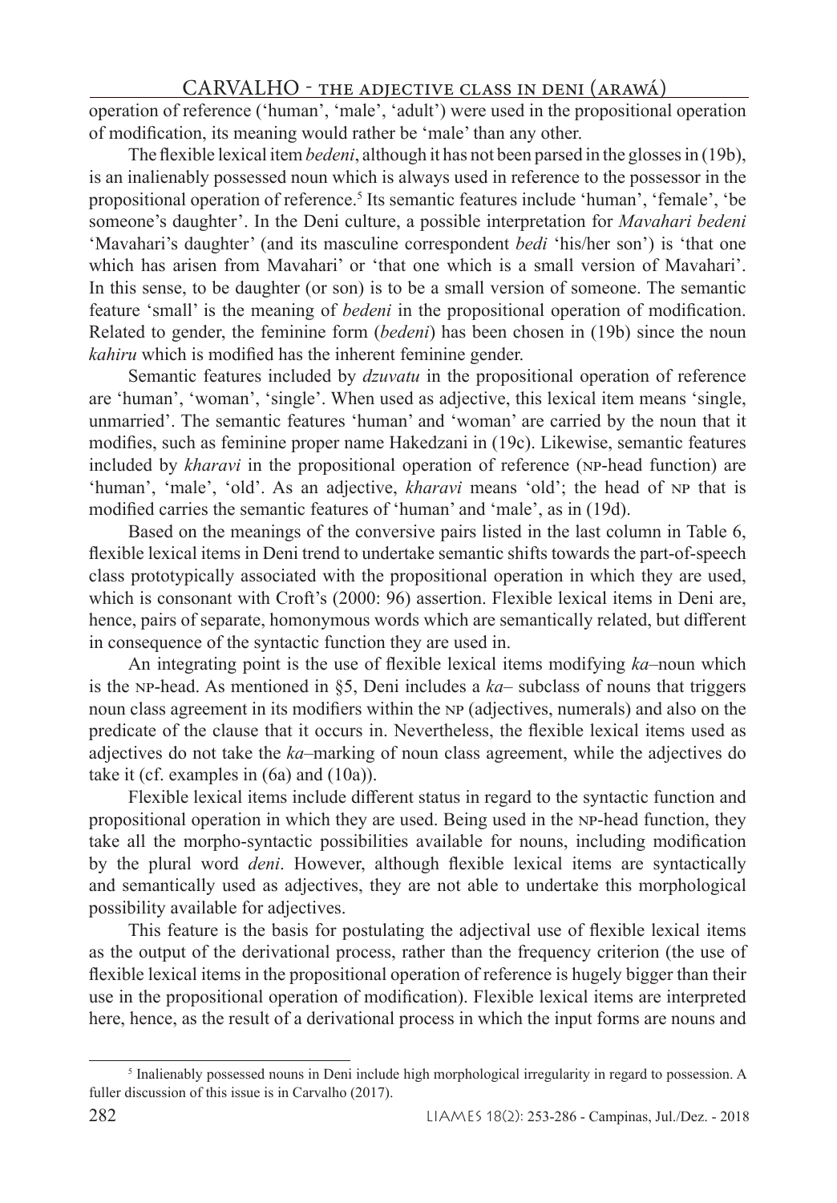operation of reference ('human', 'male', 'adult') were used in the propositional operation of modification, its meaning would rather be 'male' than any other.

The flexible lexical item *bedeni*, although it has not been parsed in the glosses in (19b), is an inalienably possessed noun which is always used in reference to the possessor in the propositional operation of reference.[5] Its semantic features include 'human', 'female', 'be someone's daughter'. In the Deni culture, a possible interpretation for *Mavahari bedeni* 'Mavahari's daughter' (and its masculine correspondent *bedi* 'his/her son') is 'that one which has arisen from Mavahari' or 'that one which is a small version of Mavahari'. In this sense, to be daughter (or son) is to be a small version of someone. The semantic feature 'small' is the meaning of *bedeni* in the propositional operation of modification. Related to gender, the feminine form (*bedeni*) has been chosen in (19b) since the noun *kahiru* which is modified has the inherent feminine gender.

Semantic features included by *dzuvatu* in the propositional operation of reference are 'human', 'woman', 'single'. When used as adjective, this lexical item means 'single, unmarried'. The semantic features 'human' and 'woman' are carried by the noun that it modifies, such as feminine proper name Hakedzani in (19c). Likewise, semantic features included by *kharavi* in the propositional operation of reference (NP-head function) are 'human', 'male', 'old'. As an adjective, *kharavi* means 'old'; the head of NP that is modified carries the semantic features of 'human' and 'male', as in (19d).

Based on the meanings of the conversive pairs listed in the last column in Table 6, flexible lexical items in Deni trend to undertake semantic shifts towards the part-of-speech class prototypically associated with the propositional operation in which they are used, which is consonant with Croft's (2000: 96) assertion. Flexible lexical items in Deni are, hence, pairs of separate, homonymous words which are semantically related, but different in consequence of the syntactic function they are used in.

An integrating point is the use of flexible lexical items modifying *ka*–noun which is the NP-head. As mentioned in §5, Deni includes a *ka*– subclass of nouns that triggers noun class agreement in its modifiers within the NP (adjectives, numerals) and also on the predicate of the clause that it occurs in. Nevertheless, the flexible lexical items used as adjectives do not take the *ka*–marking of noun class agreement, while the adjectives do take it (cf. examples in (6a) and (10a)).

Flexible lexical items include different status in regard to the syntactic function and propositional operation in which they are used. Being used in the NP-head function, they take all the morpho-syntactic possibilities available for nouns, including modification by the plural word *deni*. However, although flexible lexical items are syntactically and semantically used as adjectives, they are not able to undertake this morphological possibility available for adjectives.

This feature is the basis for postulating the adjectival use of flexible lexical items as the output of the derivational process, rather than the frequency criterion (the use of flexible lexical items in the propositional operation of reference is hugely bigger than their use in the propositional operation of modification). Flexible lexical items are interpreted here, hence, as the result of a derivational process in which the input forms are nouns and

[5] Inalienably possessed nouns in Deni include high morphological irregularity in regard to possession. A fuller discussion of this issue is in Carvalho (2017).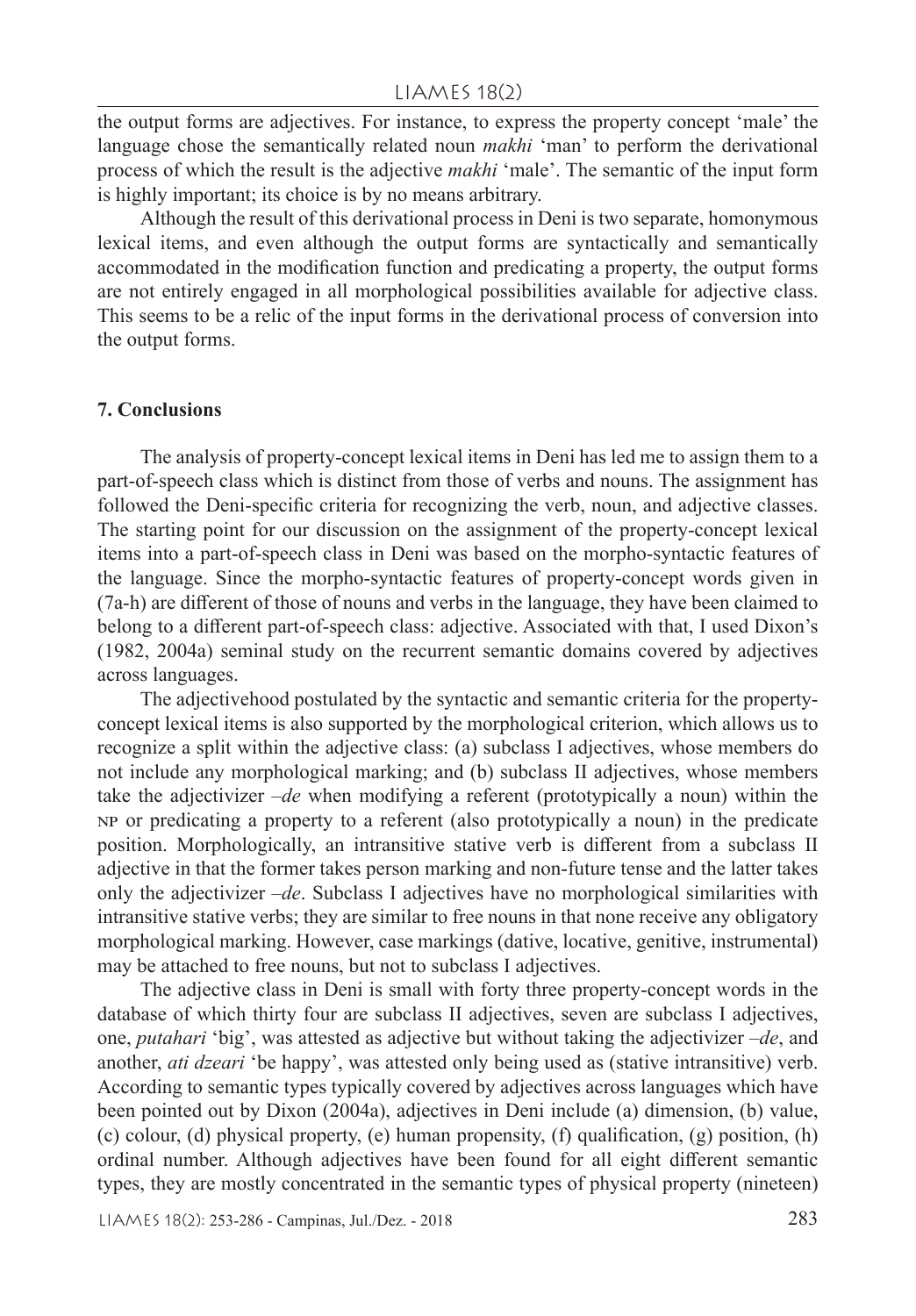the output forms are adjectives. For instance, to express the property concept 'male' the language chose the semantically related noun *makhi* 'man' to perform the derivational process of which the result is the adjective *makhi* 'male'. The semantic of the input form is highly important; its choice is by no means arbitrary.

Although the result of this derivational process in Deni is two separate, homonymous lexical items, and even although the output forms are syntactically and semantically accommodated in the modification function and predicating a property, the output forms are not entirely engaged in all morphological possibilities available for adjective class. This seems to be a relic of the input forms in the derivational process of conversion into the output forms.

## 7. Conclusions

The analysis of property-concept lexical items in Deni has led me to assign them to a part-of-speech class which is distinct from those of verbs and nouns. The assignment has followed the Deni-specific criteria for recognizing the verb, noun, and adjective classes. The starting point for our discussion on the assignment of the property-concept lexical items into a part-of-speech class in Deni was based on the morpho-syntactic features of the language. Since the morpho-syntactic features of property-concept words given in (7a-h) are different of those of nouns and verbs in the language, they have been claimed to belong to a different part-of-speech class: adjective. Associated with that, I used Dixon's (1982, 2004a) seminal study on the recurrent semantic domains covered by adjectives across languages.

The adjectivehood postulated by the syntactic and semantic criteria for the property-concept lexical items is also supported by the morphological criterion, which allows us to recognize a split within the adjective class: (a) subclass I adjectives, whose members do not include any morphological marking; and (b) subclass II adjectives, whose members take the adjectivizer *–de* when modifying a referent (prototypically a noun) within the NP or predicating a property to a referent (also prototypically a noun) in the predicate position. Morphologically, an intransitive stative verb is different from a subclass II adjective in that the former takes person marking and non-future tense and the latter takes only the adjectivizer *–de*. Subclass I adjectives have no morphological similarities with intransitive stative verbs; they are similar to free nouns in that none receive any obligatory morphological marking. However, case markings (dative, locative, genitive, instrumental) may be attached to free nouns, but not to subclass I adjectives.

The adjective class in Deni is small with forty three property-concept words in the database of which thirty four are subclass II adjectives, seven are subclass I adjectives, one, *putahari* 'big', was attested as adjective but without taking the adjectivizer *–de*, and another, *ati dzeari* 'be happy', was attested only being used as (stative intransitive) verb. According to semantic types typically covered by adjectives across languages which have been pointed out by Dixon (2004a), adjectives in Deni include (a) dimension, (b) value, (c) colour, (d) physical property, (e) human propensity, (f) qualification, (g) position, (h) ordinal number. Although adjectives have been found for all eight different semantic types, they are mostly concentrated in the semantic types of physical property (nineteen)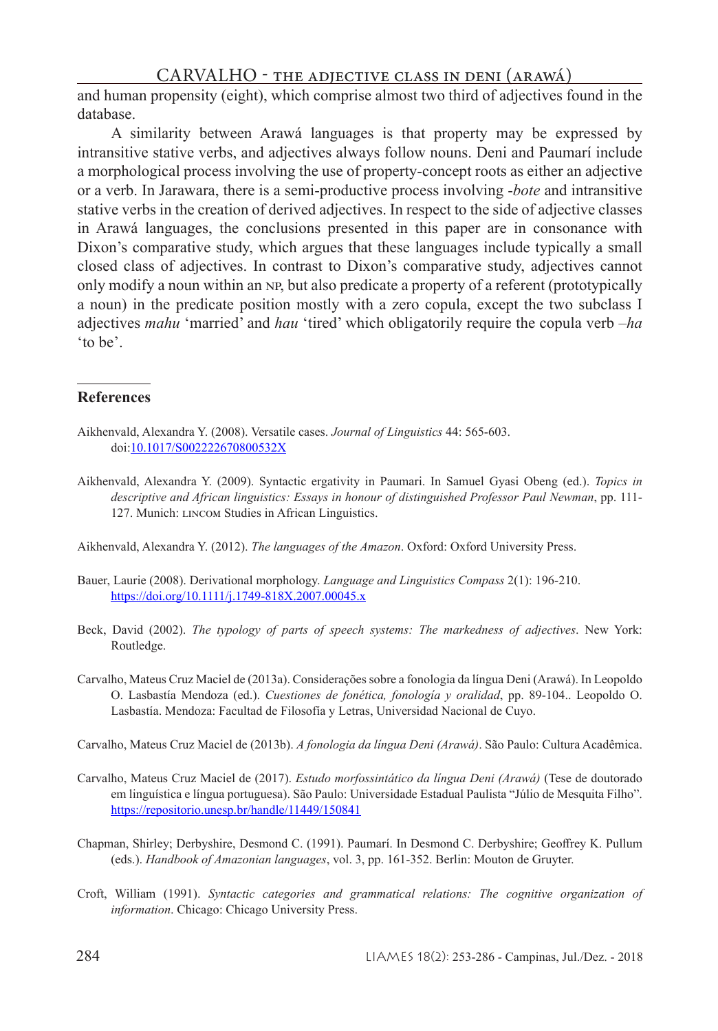and human propensity (eight), which comprise almost two third of adjectives found in the database.

A similarity between Arawá languages is that property may be expressed by intransitive stative verbs, and adjectives always follow nouns. Deni and Paumarí include a morphological process involving the use of property-concept roots as either an adjective or a verb. In Jarawara, there is a semi-productive process involving -*bote* and intransitive stative verbs in the creation of derived adjectives. In respect to the side of adjective classes in Arawá languages, the conclusions presented in this paper are in consonance with Dixon's comparative study, which argues that these languages include typically a small closed class of adjectives. In contrast to Dixon's comparative study, adjectives cannot only modify a noun within an NP, but also predicate a property of a referent (prototypically a noun) in the predicate position mostly with a zero copula, except the two subclass I adjectives *mahu* 'married' and *hau* 'tired' which obligatorily require the copula verb *–ha* 'to be'.

## References

Aikhenvald, Alexandra Y. (2008). Versatile cases. *Journal of Linguistics* 44: 565-603. doi:10.1017/S002222670800532X

Aikhenvald, Alexandra Y. (2009). Syntactic ergativity in Paumari. In Samuel Gyasi Obeng (ed.). *Topics in descriptive and African linguistics: Essays in honour of distinguished Professor Paul Newman*, pp. 111-127. Munich: LINCOM Studies in African Linguistics.

Aikhenvald, Alexandra Y. (2012). *The languages of the Amazon*. Oxford: Oxford University Press.

Bauer, Laurie (2008). Derivational morphology. *Language and Linguistics Compass* 2(1): 196-210. https://doi.org/10.1111/j.1749-818X.2007.00045.x

Beck, David (2002). *The typology of parts of speech systems: The markedness of adjectives*. New York: Routledge.

Carvalho, Mateus Cruz Maciel de (2013a). Considerações sobre a fonologia da língua Deni (Arawá). In Leopoldo O. Lasbastía Mendoza (ed.). *Cuestiones de fonética, fonología y oralidad*, pp. 89-104.. Leopoldo O. Lasbastía. Mendoza: Facultad de Filosofía y Letras, Universidad Nacional de Cuyo.

Carvalho, Mateus Cruz Maciel de (2013b). *A fonologia da língua Deni (Arawá)*. São Paulo: Cultura Acadêmica.

Carvalho, Mateus Cruz Maciel de (2017). *Estudo morfossintático da língua Deni (Arawá)* (Tese de doutorado em linguística e língua portuguesa). São Paulo: Universidade Estadual Paulista "Júlio de Mesquita Filho". https://repositorio.unesp.br/handle/11449/150841

Chapman, Shirley; Derbyshire, Desmond C. (1991). Paumarí. In Desmond C. Derbyshire; Geoffrey K. Pullum (eds.). *Handbook of Amazonian languages*, vol. 3, pp. 161-352. Berlin: Mouton de Gruyter.

Croft, William (1991). *Syntactic categories and grammatical relations: The cognitive organization of information*. Chicago: Chicago University Press.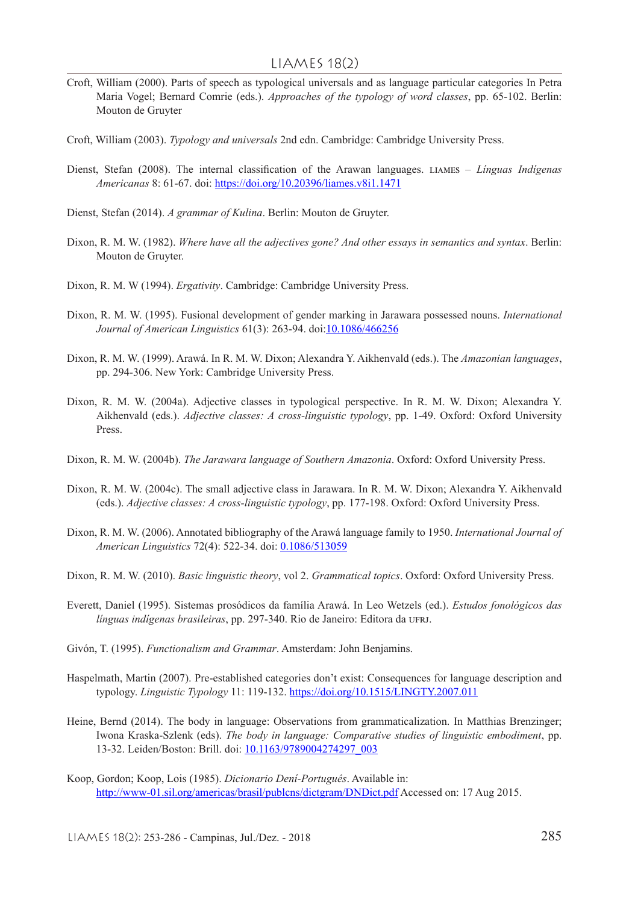Croft, William (2000). Parts of speech as typological universals and as language particular categories In Petra Maria Vogel; Bernard Comrie (eds.). *Approaches of the typology of word classes*, pp. 65-102. Berlin: Mouton de Gruyter

Croft, William (2003). *Typology and universals* 2nd edn. Cambridge: Cambridge University Press.

Dienst, Stefan (2008). The internal classification of the Arawan languages. LIAMES – *Línguas Indígenas Americanas* 8: 61-67. doi: https://doi.org/10.20396/liames.v8i1.1471

Dienst, Stefan (2014). *A grammar of Kulina*. Berlin: Mouton de Gruyter.

Dixon, R. M. W. (1982). *Where have all the adjectives gone? And other essays in semantics and syntax*. Berlin: Mouton de Gruyter.

Dixon, R. M. W (1994). *Ergativity*. Cambridge: Cambridge University Press.

Dixon, R. M. W. (1995). Fusional development of gender marking in Jarawara possessed nouns. *International Journal of American Linguistics* 61(3): 263-94. doi:10.1086/466256

Dixon, R. M. W. (1999). Arawá. In R. M. W. Dixon; Alexandra Y. Aikhenvald (eds.). The *Amazonian languages*, pp. 294-306. New York: Cambridge University Press.

Dixon, R. M. W. (2004a). Adjective classes in typological perspective. In R. M. W. Dixon; Alexandra Y. Aikhenvald (eds.). *Adjective classes: A cross-linguistic typology*, pp. 1-49. Oxford: Oxford University Press.

Dixon, R. M. W. (2004b). *The Jarawara language of Southern Amazonia*. Oxford: Oxford University Press.

Dixon, R. M. W. (2004c). The small adjective class in Jarawara. In R. M. W. Dixon; Alexandra Y. Aikhenvald (eds.). *Adjective classes: A cross-linguistic typology*, pp. 177-198. Oxford: Oxford University Press.

Dixon, R. M. W. (2006). Annotated bibliography of the Arawá language family to 1950. *International Journal of American Linguistics* 72(4): 522-34. doi: 0.1086/513059

Dixon, R. M. W. (2010). *Basic linguistic theory*, vol 2. *Grammatical topics*. Oxford: Oxford University Press.

Everett, Daniel (1995). Sistemas prosódicos da família Arawá. In Leo Wetzels (ed.). *Estudos fonológicos das línguas indígenas brasileiras*, pp. 297-340. Rio de Janeiro: Editora da UFRJ.

Givón, T. (1995). *Functionalism and Grammar*. Amsterdam: John Benjamins.

Haspelmath, Martin (2007). Pre-established categories don't exist: Consequences for language description and typology. *Linguistic Typology* 11: 119-132. https://doi.org/10.1515/LINGTY.2007.011

Heine, Bernd (2014). The body in language: Observations from grammaticalization. In Matthias Brenzinger; Iwona Kraska-Szlenk (eds). *The body in language: Comparative studies of linguistic embodiment*, pp. 13-32. Leiden/Boston: Brill. doi: 10.1163/9789004274297_003

Koop, Gordon; Koop, Lois (1985). *Dicionario Dení-Português*. Available in: http://www-01.sil.org/americas/brasil/publcns/dictgram/DNDict.pdf Accessed on: 17 Aug 2015.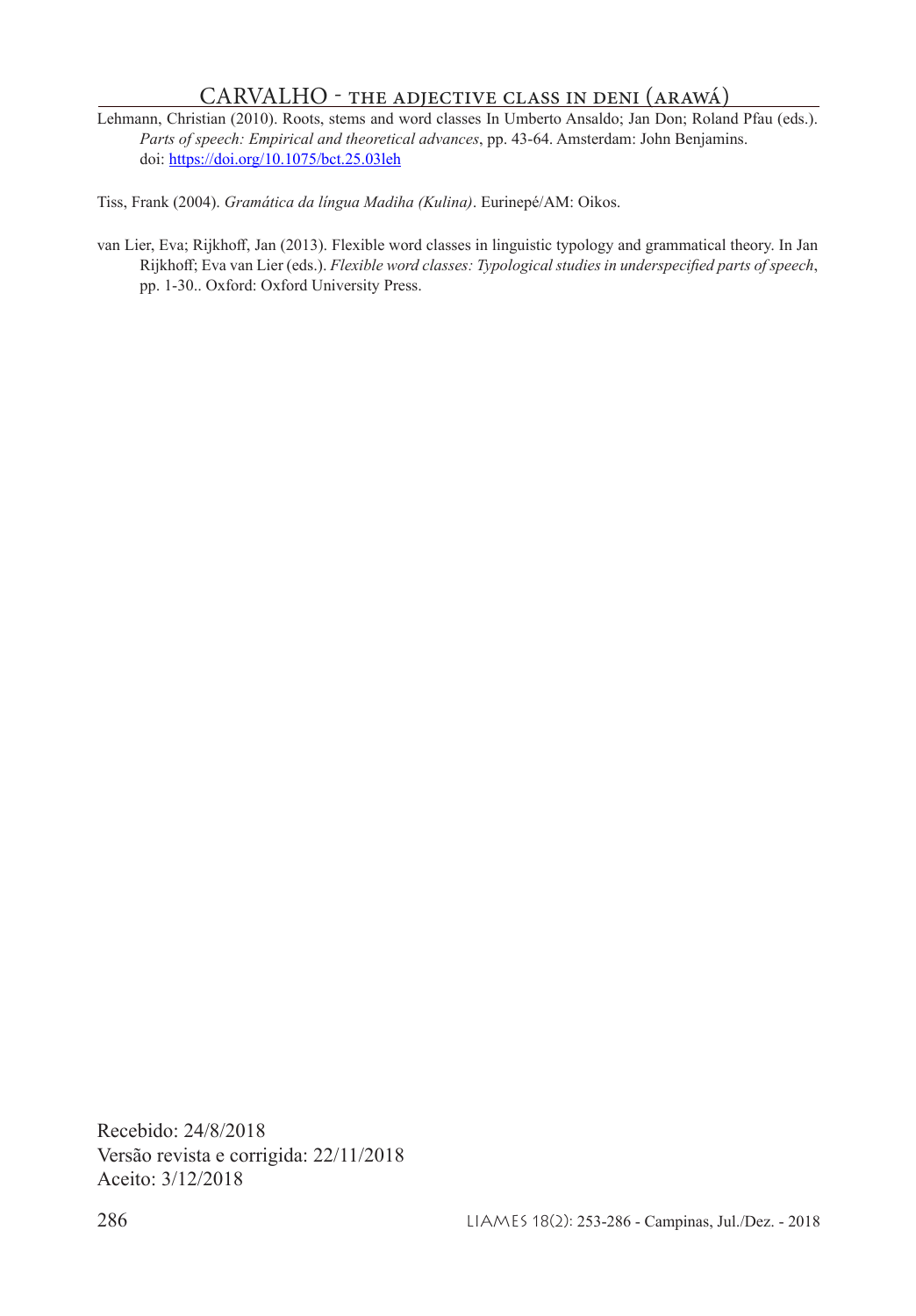Lehmann, Christian (2010). Roots, stems and word classes In Umberto Ansaldo; Jan Don; Roland Pfau (eds.). *Parts of speech: Empirical and theoretical advances*, pp. 43-64. Amsterdam: John Benjamins. doi: https://doi.org/10.1075/bct.25.03leh

Tiss, Frank (2004). *Gramática da língua Madiha (Kulina)*. Eurinepé/AM: Oikos.

van Lier, Eva; Rijkhoff, Jan (2013). Flexible word classes in linguistic typology and grammatical theory. In Jan Rijkhoff; Eva van Lier (eds.). *Flexible word classes: Typological studies in underspecified parts of speech*, pp. 1-30.. Oxford: Oxford University Press.

Recebido: 24/8/2018
Versão revista e corrigida: 22/11/2018
Aceito: 3/12/2018